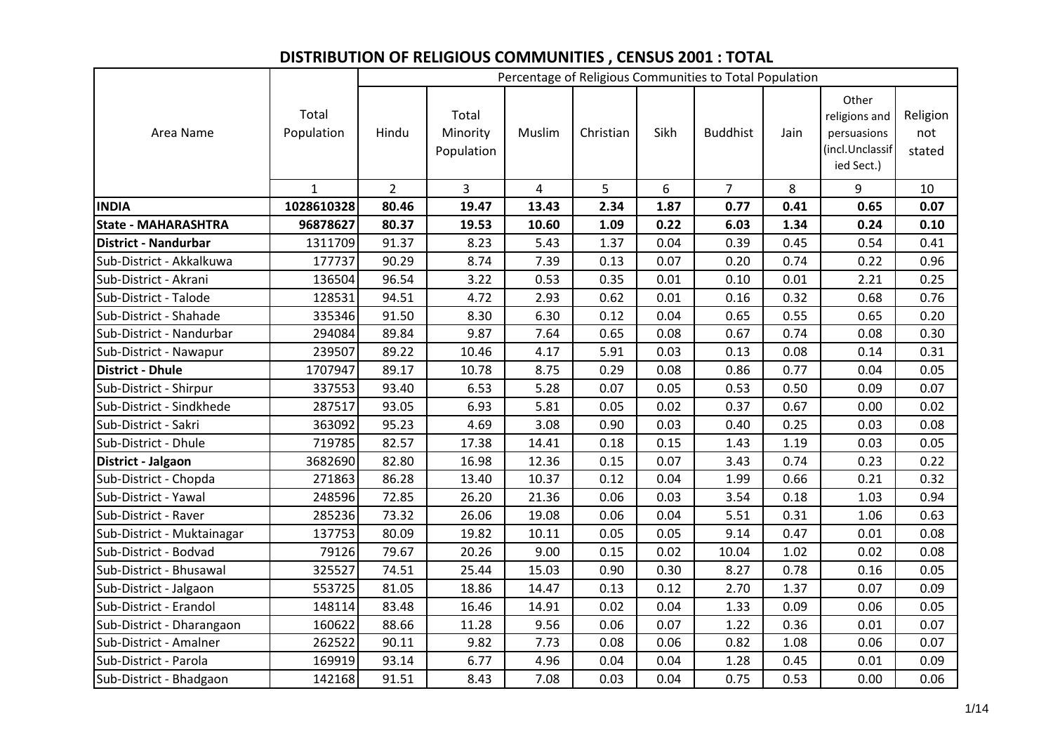# DISTRIBUTION OF RELIGIOUS COMMUNITIES , CENSUS 2001 : TOTAL

| Area Name | Total Population | Percentage of Religious Communities to Total Population | | | | | | | | |
|---|---|---|---|---|---|---|---|---|---|---|
| | | Hindu | Total Minority Population | Muslim | Christian | Sikh | Buddhist | Jain | Other religions and persuasions (incl.Unclassified Sect.) | Religion not stated |
| | 1 | 2 | 3 | 4 | 5 | 6 | 7 | 8 | 9 | 10 |
| **INDIA** | **1028610328** | **80.46** | **19.47** | **13.43** | **2.34** | **1.87** | **0.77** | **0.41** | **0.65** | **0.07** |
| **State - MAHARASHTRA** | **96878627** | **80.37** | **19.53** | **10.60** | **1.09** | **0.22** | **6.03** | **1.34** | **0.24** | **0.10** |
| **District - Nandurbar** | 1311709 | 91.37 | 8.23 | 5.43 | 1.37 | 0.04 | 0.39 | 0.45 | 0.54 | 0.41 |
| Sub-District - Akkalkuwa | 177737 | 90.29 | 8.74 | 7.39 | 0.13 | 0.07 | 0.20 | 0.74 | 0.22 | 0.96 |
| Sub-District - Akrani | 136504 | 96.54 | 3.22 | 0.53 | 0.35 | 0.01 | 0.10 | 0.01 | 2.21 | 0.25 |
| Sub-District - Talode | 128531 | 94.51 | 4.72 | 2.93 | 0.62 | 0.01 | 0.16 | 0.32 | 0.68 | 0.76 |
| Sub-District - Shahade | 335346 | 91.50 | 8.30 | 6.30 | 0.12 | 0.04 | 0.65 | 0.55 | 0.65 | 0.20 |
| Sub-District - Nandurbar | 294084 | 89.84 | 9.87 | 7.64 | 0.65 | 0.08 | 0.67 | 0.74 | 0.08 | 0.30 |
| Sub-District - Nawapur | 239507 | 89.22 | 10.46 | 4.17 | 5.91 | 0.03 | 0.13 | 0.08 | 0.14 | 0.31 |
| **District - Dhule** | 1707947 | 89.17 | 10.78 | 8.75 | 0.29 | 0.08 | 0.86 | 0.77 | 0.04 | 0.05 |
| Sub-District - Shirpur | 337553 | 93.40 | 6.53 | 5.28 | 0.07 | 0.05 | 0.53 | 0.50 | 0.09 | 0.07 |
| Sub-District - Sindkhede | 287517 | 93.05 | 6.93 | 5.81 | 0.05 | 0.02 | 0.37 | 0.67 | 0.00 | 0.02 |
| Sub-District - Sakri | 363092 | 95.23 | 4.69 | 3.08 | 0.90 | 0.03 | 0.40 | 0.25 | 0.03 | 0.08 |
| Sub-District - Dhule | 719785 | 82.57 | 17.38 | 14.41 | 0.18 | 0.15 | 1.43 | 1.19 | 0.03 | 0.05 |
| **District - Jalgaon** | 3682690 | 82.80 | 16.98 | 12.36 | 0.15 | 0.07 | 3.43 | 0.74 | 0.23 | 0.22 |
| Sub-District - Chopda | 271863 | 86.28 | 13.40 | 10.37 | 0.12 | 0.04 | 1.99 | 0.66 | 0.21 | 0.32 |
| Sub-District - Yawal | 248596 | 72.85 | 26.20 | 21.36 | 0.06 | 0.03 | 3.54 | 0.18 | 1.03 | 0.94 |
| Sub-District - Raver | 285236 | 73.32 | 26.06 | 19.08 | 0.06 | 0.04 | 5.51 | 0.31 | 1.06 | 0.63 |
| Sub-District - Muktainagar | 137753 | 80.09 | 19.82 | 10.11 | 0.05 | 0.05 | 9.14 | 0.47 | 0.01 | 0.08 |
| Sub-District - Bodvad | 79126 | 79.67 | 20.26 | 9.00 | 0.15 | 0.02 | 10.04 | 1.02 | 0.02 | 0.08 |
| Sub-District - Bhusawal | 325527 | 74.51 | 25.44 | 15.03 | 0.90 | 0.30 | 8.27 | 0.78 | 0.16 | 0.05 |
| Sub-District - Jalgaon | 553725 | 81.05 | 18.86 | 14.47 | 0.13 | 0.12 | 2.70 | 1.37 | 0.07 | 0.09 |
| Sub-District - Erandol | 148114 | 83.48 | 16.46 | 14.91 | 0.02 | 0.04 | 1.33 | 0.09 | 0.06 | 0.05 |
| Sub-District - Dharangaon | 160622 | 88.66 | 11.28 | 9.56 | 0.06 | 0.07 | 1.22 | 0.36 | 0.01 | 0.07 |
| Sub-District - Amalner | 262522 | 90.11 | 9.82 | 7.73 | 0.08 | 0.06 | 0.82 | 1.08 | 0.06 | 0.07 |
| Sub-District - Parola | 169919 | 93.14 | 6.77 | 4.96 | 0.04 | 0.04 | 1.28 | 0.45 | 0.01 | 0.09 |
| Sub-District - Bhadgaon | 142168 | 91.51 | 8.43 | 7.08 | 0.03 | 0.04 | 0.75 | 0.53 | 0.00 | 0.06 |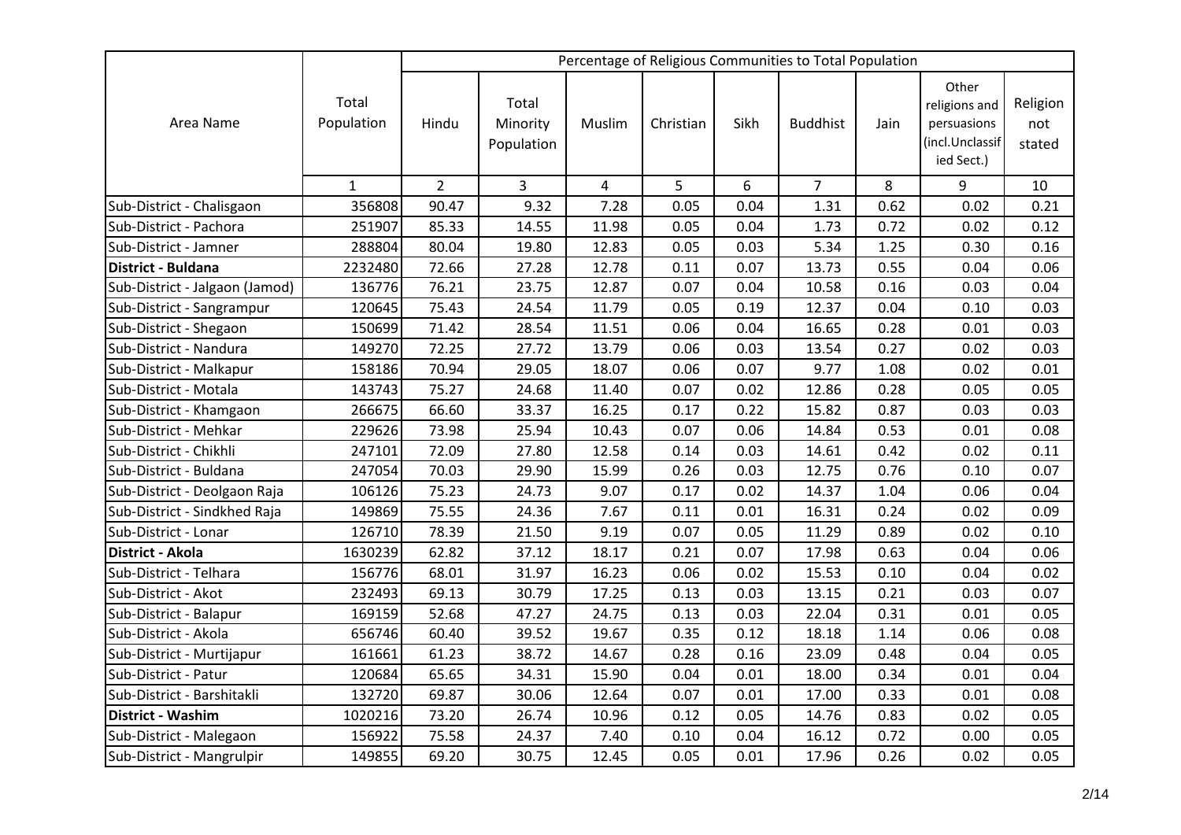| Area Name | Total Population | Percentage of Religious Communities to Total Population | | | | | | | | |
|---|---|---|---|---|---|---|---|---|---|---|
| | | Hindu | Total Minority Population | Muslim | Christian | Sikh | Buddhist | Jain | Other religions and persuasions (incl.Unclassified Sect.) | Religion not stated |
| | 1 | 2 | 3 | 4 | 5 | 6 | 7 | 8 | 9 | 10 |
| Sub-District - Chalisgaon | 356808 | 90.47 | 9.32 | 7.28 | 0.05 | 0.04 | 1.31 | 0.62 | 0.02 | 0.21 |
| Sub-District - Pachora | 251907 | 85.33 | 14.55 | 11.98 | 0.05 | 0.04 | 1.73 | 0.72 | 0.02 | 0.12 |
| Sub-District - Jamner | 288804 | 80.04 | 19.80 | 12.83 | 0.05 | 0.03 | 5.34 | 1.25 | 0.30 | 0.16 |
| **District - Buldana** | 2232480 | 72.66 | 27.28 | 12.78 | 0.11 | 0.07 | 13.73 | 0.55 | 0.04 | 0.06 |
| Sub-District - Jalgaon (Jamod) | 136776 | 76.21 | 23.75 | 12.87 | 0.07 | 0.04 | 10.58 | 0.16 | 0.03 | 0.04 |
| Sub-District - Sangrampur | 120645 | 75.43 | 24.54 | 11.79 | 0.05 | 0.19 | 12.37 | 0.04 | 0.10 | 0.03 |
| Sub-District - Shegaon | 150699 | 71.42 | 28.54 | 11.51 | 0.06 | 0.04 | 16.65 | 0.28 | 0.01 | 0.03 |
| Sub-District - Nandura | 149270 | 72.25 | 27.72 | 13.79 | 0.06 | 0.03 | 13.54 | 0.27 | 0.02 | 0.03 |
| Sub-District - Malkapur | 158186 | 70.94 | 29.05 | 18.07 | 0.06 | 0.07 | 9.77 | 1.08 | 0.02 | 0.01 |
| Sub-District - Motala | 143743 | 75.27 | 24.68 | 11.40 | 0.07 | 0.02 | 12.86 | 0.28 | 0.05 | 0.05 |
| Sub-District - Khamgaon | 266675 | 66.60 | 33.37 | 16.25 | 0.17 | 0.22 | 15.82 | 0.87 | 0.03 | 0.03 |
| Sub-District - Mehkar | 229626 | 73.98 | 25.94 | 10.43 | 0.07 | 0.06 | 14.84 | 0.53 | 0.01 | 0.08 |
| Sub-District - Chikhli | 247101 | 72.09 | 27.80 | 12.58 | 0.14 | 0.03 | 14.61 | 0.42 | 0.02 | 0.11 |
| Sub-District - Buldana | 247054 | 70.03 | 29.90 | 15.99 | 0.26 | 0.03 | 12.75 | 0.76 | 0.10 | 0.07 |
| Sub-District - Deolgaon Raja | 106126 | 75.23 | 24.73 | 9.07 | 0.17 | 0.02 | 14.37 | 1.04 | 0.06 | 0.04 |
| Sub-District - Sindkhed Raja | 149869 | 75.55 | 24.36 | 7.67 | 0.11 | 0.01 | 16.31 | 0.24 | 0.02 | 0.09 |
| Sub-District - Lonar | 126710 | 78.39 | 21.50 | 9.19 | 0.07 | 0.05 | 11.29 | 0.89 | 0.02 | 0.10 |
| **District - Akola** | 1630239 | 62.82 | 37.12 | 18.17 | 0.21 | 0.07 | 17.98 | 0.63 | 0.04 | 0.06 |
| Sub-District - Telhara | 156776 | 68.01 | 31.97 | 16.23 | 0.06 | 0.02 | 15.53 | 0.10 | 0.04 | 0.02 |
| Sub-District - Akot | 232493 | 69.13 | 30.79 | 17.25 | 0.13 | 0.03 | 13.15 | 0.21 | 0.03 | 0.07 |
| Sub-District - Balapur | 169159 | 52.68 | 47.27 | 24.75 | 0.13 | 0.03 | 22.04 | 0.31 | 0.01 | 0.05 |
| Sub-District - Akola | 656746 | 60.40 | 39.52 | 19.67 | 0.35 | 0.12 | 18.18 | 1.14 | 0.06 | 0.08 |
| Sub-District - Murtijapur | 161661 | 61.23 | 38.72 | 14.67 | 0.28 | 0.16 | 23.09 | 0.48 | 0.04 | 0.05 |
| Sub-District - Patur | 120684 | 65.65 | 34.31 | 15.90 | 0.04 | 0.01 | 18.00 | 0.34 | 0.01 | 0.04 |
| Sub-District - Barshitakli | 132720 | 69.87 | 30.06 | 12.64 | 0.07 | 0.01 | 17.00 | 0.33 | 0.01 | 0.08 |
| **District - Washim** | 1020216 | 73.20 | 26.74 | 10.96 | 0.12 | 0.05 | 14.76 | 0.83 | 0.02 | 0.05 |
| Sub-District - Malegaon | 156922 | 75.58 | 24.37 | 7.40 | 0.10 | 0.04 | 16.12 | 0.72 | 0.00 | 0.05 |
| Sub-District - Mangrulpir | 149855 | 69.20 | 30.75 | 12.45 | 0.05 | 0.01 | 17.96 | 0.26 | 0.02 | 0.05 |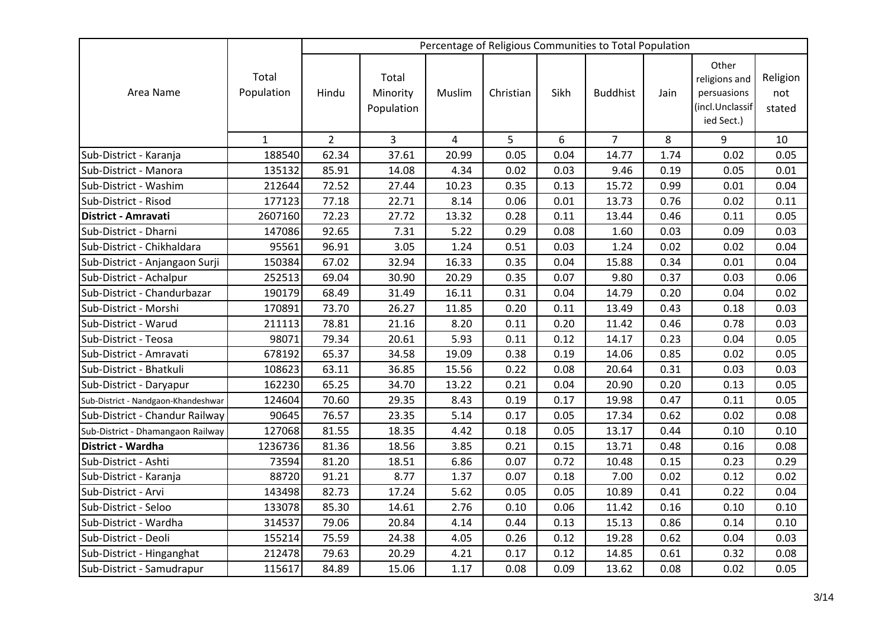| Area Name | Total Population | Percentage of Religious Communities to Total Population | | | | | | | | |
|---|---|---|---|---|---|---|---|---|---|---|
| | | Hindu | Total Minority Population | Muslim | Christian | Sikh | Buddhist | Jain | Other religions and persuasions (incl.Unclassified Sect.) | Religion not stated |
| | 1 | 2 | 3 | 4 | 5 | 6 | 7 | 8 | 9 | 10 |
| Sub-District - Karanja | 188540 | 62.34 | 37.61 | 20.99 | 0.05 | 0.04 | 14.77 | 1.74 | 0.02 | 0.05 |
| Sub-District - Manora | 135132 | 85.91 | 14.08 | 4.34 | 0.02 | 0.03 | 9.46 | 0.19 | 0.05 | 0.01 |
| Sub-District - Washim | 212644 | 72.52 | 27.44 | 10.23 | 0.35 | 0.13 | 15.72 | 0.99 | 0.01 | 0.04 |
| Sub-District - Risod | 177123 | 77.18 | 22.71 | 8.14 | 0.06 | 0.01 | 13.73 | 0.76 | 0.02 | 0.11 |
| **District - Amravati** | 2607160 | 72.23 | 27.72 | 13.32 | 0.28 | 0.11 | 13.44 | 0.46 | 0.11 | 0.05 |
| Sub-District - Dharni | 147086 | 92.65 | 7.31 | 5.22 | 0.29 | 0.08 | 1.60 | 0.03 | 0.09 | 0.03 |
| Sub-District - Chikhaldara | 95561 | 96.91 | 3.05 | 1.24 | 0.51 | 0.03 | 1.24 | 0.02 | 0.02 | 0.04 |
| Sub-District - Anjangaon Surji | 150384 | 67.02 | 32.94 | 16.33 | 0.35 | 0.04 | 15.88 | 0.34 | 0.01 | 0.04 |
| Sub-District - Achalpur | 252513 | 69.04 | 30.90 | 20.29 | 0.35 | 0.07 | 9.80 | 0.37 | 0.03 | 0.06 |
| Sub-District - Chandurbazar | 190179 | 68.49 | 31.49 | 16.11 | 0.31 | 0.04 | 14.79 | 0.20 | 0.04 | 0.02 |
| Sub-District - Morshi | 170891 | 73.70 | 26.27 | 11.85 | 0.20 | 0.11 | 13.49 | 0.43 | 0.18 | 0.03 |
| Sub-District - Warud | 211113 | 78.81 | 21.16 | 8.20 | 0.11 | 0.20 | 11.42 | 0.46 | 0.78 | 0.03 |
| Sub-District - Teosa | 98071 | 79.34 | 20.61 | 5.93 | 0.11 | 0.12 | 14.17 | 0.23 | 0.04 | 0.05 |
| Sub-District - Amravati | 678192 | 65.37 | 34.58 | 19.09 | 0.38 | 0.19 | 14.06 | 0.85 | 0.02 | 0.05 |
| Sub-District - Bhatkuli | 108623 | 63.11 | 36.85 | 15.56 | 0.22 | 0.08 | 20.64 | 0.31 | 0.03 | 0.03 |
| Sub-District - Daryapur | 162230 | 65.25 | 34.70 | 13.22 | 0.21 | 0.04 | 20.90 | 0.20 | 0.13 | 0.05 |
| Sub-District - Nandgaon-Khandeshwar | 124604 | 70.60 | 29.35 | 8.43 | 0.19 | 0.17 | 19.98 | 0.47 | 0.11 | 0.05 |
| Sub-District - Chandur Railway | 90645 | 76.57 | 23.35 | 5.14 | 0.17 | 0.05 | 17.34 | 0.62 | 0.02 | 0.08 |
| Sub-District - Dhamangaon Railway | 127068 | 81.55 | 18.35 | 4.42 | 0.18 | 0.05 | 13.17 | 0.44 | 0.10 | 0.10 |
| **District - Wardha** | 1236736 | 81.36 | 18.56 | 3.85 | 0.21 | 0.15 | 13.71 | 0.48 | 0.16 | 0.08 |
| Sub-District - Ashti | 73594 | 81.20 | 18.51 | 6.86 | 0.07 | 0.72 | 10.48 | 0.15 | 0.23 | 0.29 |
| Sub-District - Karanja | 88720 | 91.21 | 8.77 | 1.37 | 0.07 | 0.18 | 7.00 | 0.02 | 0.12 | 0.02 |
| Sub-District - Arvi | 143498 | 82.73 | 17.24 | 5.62 | 0.05 | 0.05 | 10.89 | 0.41 | 0.22 | 0.04 |
| Sub-District - Seloo | 133078 | 85.30 | 14.61 | 2.76 | 0.10 | 0.06 | 11.42 | 0.16 | 0.10 | 0.10 |
| Sub-District - Wardha | 314537 | 79.06 | 20.84 | 4.14 | 0.44 | 0.13 | 15.13 | 0.86 | 0.14 | 0.10 |
| Sub-District - Deoli | 155214 | 75.59 | 24.38 | 4.05 | 0.26 | 0.12 | 19.28 | 0.62 | 0.04 | 0.03 |
| Sub-District - Hinganghat | 212478 | 79.63 | 20.29 | 4.21 | 0.17 | 0.12 | 14.85 | 0.61 | 0.32 | 0.08 |
| Sub-District - Samudrapur | 115617 | 84.89 | 15.06 | 1.17 | 0.08 | 0.09 | 13.62 | 0.08 | 0.02 | 0.05 |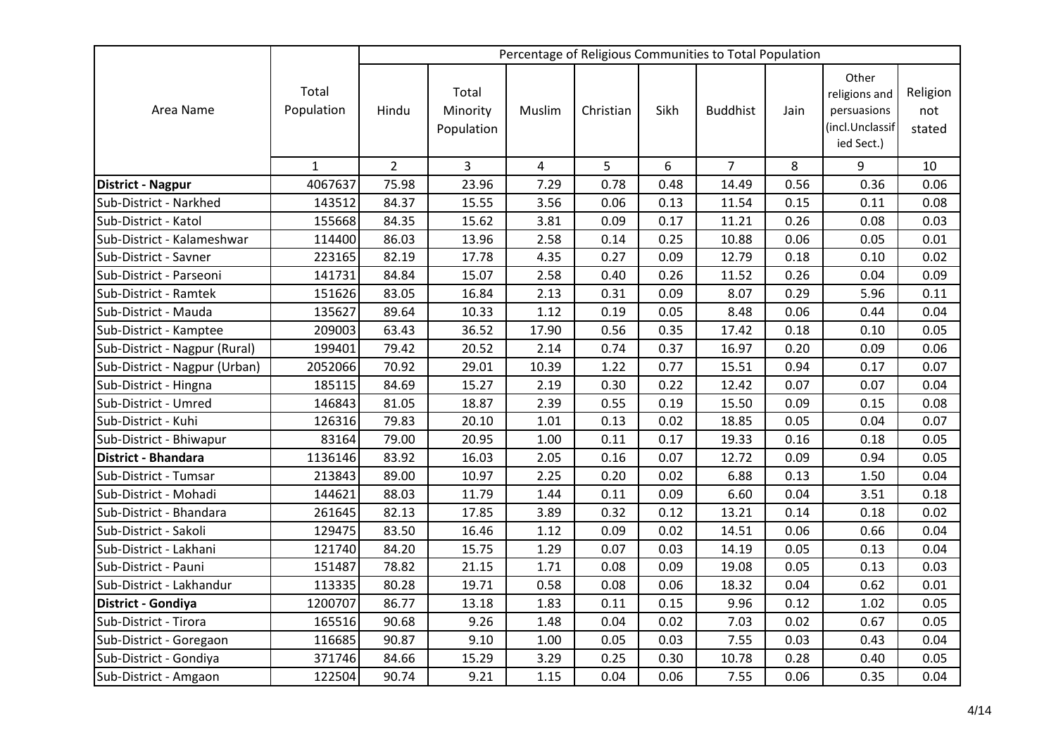| Area Name | Total Population | Percentage of Religious Communities to Total Population | | | | | | | | |
|---|---|---|---|---|---|---|---|---|---|---|
| | | Hindu | Total Minority Population | Muslim | Christian | Sikh | Buddhist | Jain | Other religions and persuasions (incl.Unclassified Sect.) | Religion not stated |
| | 1 | 2 | 3 | 4 | 5 | 6 | 7 | 8 | 9 | 10 |
| **District - Nagpur** | 4067637 | 75.98 | 23.96 | 7.29 | 0.78 | 0.48 | 14.49 | 0.56 | 0.36 | 0.06 |
| Sub-District - Narkhed | 143512 | 84.37 | 15.55 | 3.56 | 0.06 | 0.13 | 11.54 | 0.15 | 0.11 | 0.08 |
| Sub-District - Katol | 155668 | 84.35 | 15.62 | 3.81 | 0.09 | 0.17 | 11.21 | 0.26 | 0.08 | 0.03 |
| Sub-District - Kalameshwar | 114400 | 86.03 | 13.96 | 2.58 | 0.14 | 0.25 | 10.88 | 0.06 | 0.05 | 0.01 |
| Sub-District - Savner | 223165 | 82.19 | 17.78 | 4.35 | 0.27 | 0.09 | 12.79 | 0.18 | 0.10 | 0.02 |
| Sub-District - Parseoni | 141731 | 84.84 | 15.07 | 2.58 | 0.40 | 0.26 | 11.52 | 0.26 | 0.04 | 0.09 |
| Sub-District - Ramtek | 151626 | 83.05 | 16.84 | 2.13 | 0.31 | 0.09 | 8.07 | 0.29 | 5.96 | 0.11 |
| Sub-District - Mauda | 135627 | 89.64 | 10.33 | 1.12 | 0.19 | 0.05 | 8.48 | 0.06 | 0.44 | 0.04 |
| Sub-District - Kamptee | 209003 | 63.43 | 36.52 | 17.90 | 0.56 | 0.35 | 17.42 | 0.18 | 0.10 | 0.05 |
| Sub-District - Nagpur (Rural) | 199401 | 79.42 | 20.52 | 2.14 | 0.74 | 0.37 | 16.97 | 0.20 | 0.09 | 0.06 |
| Sub-District - Nagpur (Urban) | 2052066 | 70.92 | 29.01 | 10.39 | 1.22 | 0.77 | 15.51 | 0.94 | 0.17 | 0.07 |
| Sub-District - Hingna | 185115 | 84.69 | 15.27 | 2.19 | 0.30 | 0.22 | 12.42 | 0.07 | 0.07 | 0.04 |
| Sub-District - Umred | 146843 | 81.05 | 18.87 | 2.39 | 0.55 | 0.19 | 15.50 | 0.09 | 0.15 | 0.08 |
| Sub-District - Kuhi | 126316 | 79.83 | 20.10 | 1.01 | 0.13 | 0.02 | 18.85 | 0.05 | 0.04 | 0.07 |
| Sub-District - Bhiwapur | 83164 | 79.00 | 20.95 | 1.00 | 0.11 | 0.17 | 19.33 | 0.16 | 0.18 | 0.05 |
| **District - Bhandara** | 1136146 | 83.92 | 16.03 | 2.05 | 0.16 | 0.07 | 12.72 | 0.09 | 0.94 | 0.05 |
| Sub-District - Tumsar | 213843 | 89.00 | 10.97 | 2.25 | 0.20 | 0.02 | 6.88 | 0.13 | 1.50 | 0.04 |
| Sub-District - Mohadi | 144621 | 88.03 | 11.79 | 1.44 | 0.11 | 0.09 | 6.60 | 0.04 | 3.51 | 0.18 |
| Sub-District - Bhandara | 261645 | 82.13 | 17.85 | 3.89 | 0.32 | 0.12 | 13.21 | 0.14 | 0.18 | 0.02 |
| Sub-District - Sakoli | 129475 | 83.50 | 16.46 | 1.12 | 0.09 | 0.02 | 14.51 | 0.06 | 0.66 | 0.04 |
| Sub-District - Lakhani | 121740 | 84.20 | 15.75 | 1.29 | 0.07 | 0.03 | 14.19 | 0.05 | 0.13 | 0.04 |
| Sub-District - Pauni | 151487 | 78.82 | 21.15 | 1.71 | 0.08 | 0.09 | 19.08 | 0.05 | 0.13 | 0.03 |
| Sub-District - Lakhandur | 113335 | 80.28 | 19.71 | 0.58 | 0.08 | 0.06 | 18.32 | 0.04 | 0.62 | 0.01 |
| **District - Gondiya** | 1200707 | 86.77 | 13.18 | 1.83 | 0.11 | 0.15 | 9.96 | 0.12 | 1.02 | 0.05 |
| Sub-District - Tirora | 165516 | 90.68 | 9.26 | 1.48 | 0.04 | 0.02 | 7.03 | 0.02 | 0.67 | 0.05 |
| Sub-District - Goregaon | 116685 | 90.87 | 9.10 | 1.00 | 0.05 | 0.03 | 7.55 | 0.03 | 0.43 | 0.04 |
| Sub-District - Gondiya | 371746 | 84.66 | 15.29 | 3.29 | 0.25 | 0.30 | 10.78 | 0.28 | 0.40 | 0.05 |
| Sub-District - Amgaon | 122504 | 90.74 | 9.21 | 1.15 | 0.04 | 0.06 | 7.55 | 0.06 | 0.35 | 0.04 |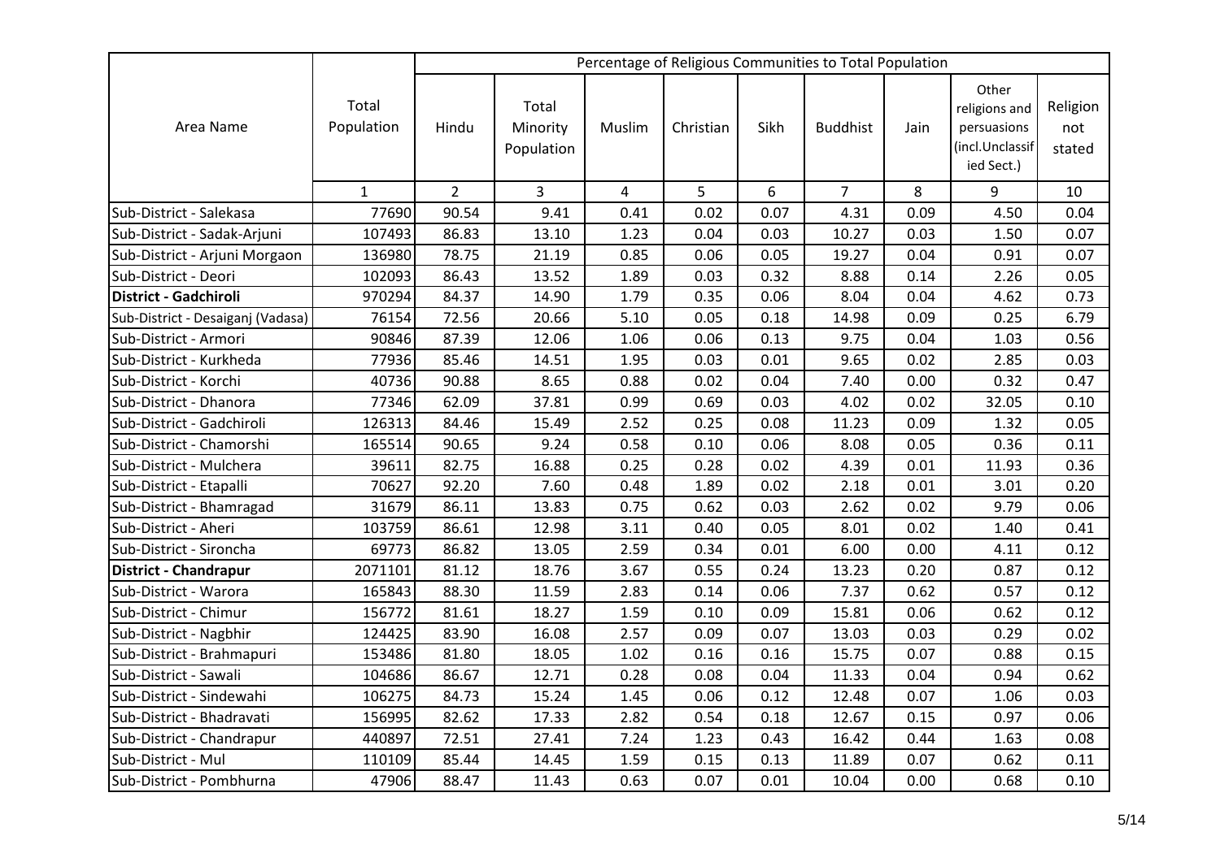| Area Name | Total Population | Percentage of Religious Communities to Total Population | | | | | | | | |
|---|---|---|---|---|---|---|---|---|---|---|
| | | Hindu | Total Minority Population | Muslim | Christian | Sikh | Buddhist | Jain | Other religions and persuasions (incl.Unclassified Sect.) | Religion not stated |
| | 1 | 2 | 3 | 4 | 5 | 6 | 7 | 8 | 9 | 10 |
| Sub-District - Salekasa | 77690 | 90.54 | 9.41 | 0.41 | 0.02 | 0.07 | 4.31 | 0.09 | 4.50 | 0.04 |
| Sub-District - Sadak-Arjuni | 107493 | 86.83 | 13.10 | 1.23 | 0.04 | 0.03 | 10.27 | 0.03 | 1.50 | 0.07 |
| Sub-District - Arjuni Morgaon | 136980 | 78.75 | 21.19 | 0.85 | 0.06 | 0.05 | 19.27 | 0.04 | 0.91 | 0.07 |
| Sub-District - Deori | 102093 | 86.43 | 13.52 | 1.89 | 0.03 | 0.32 | 8.88 | 0.14 | 2.26 | 0.05 |
| **District - Gadchiroli** | 970294 | 84.37 | 14.90 | 1.79 | 0.35 | 0.06 | 8.04 | 0.04 | 4.62 | 0.73 |
| Sub-District - Desaiganj (Vadasa) | 76154 | 72.56 | 20.66 | 5.10 | 0.05 | 0.18 | 14.98 | 0.09 | 0.25 | 6.79 |
| Sub-District - Armori | 90846 | 87.39 | 12.06 | 1.06 | 0.06 | 0.13 | 9.75 | 0.04 | 1.03 | 0.56 |
| Sub-District - Kurkheda | 77936 | 85.46 | 14.51 | 1.95 | 0.03 | 0.01 | 9.65 | 0.02 | 2.85 | 0.03 |
| Sub-District - Korchi | 40736 | 90.88 | 8.65 | 0.88 | 0.02 | 0.04 | 7.40 | 0.00 | 0.32 | 0.47 |
| Sub-District - Dhanora | 77346 | 62.09 | 37.81 | 0.99 | 0.69 | 0.03 | 4.02 | 0.02 | 32.05 | 0.10 |
| Sub-District - Gadchiroli | 126313 | 84.46 | 15.49 | 2.52 | 0.25 | 0.08 | 11.23 | 0.09 | 1.32 | 0.05 |
| Sub-District - Chamorshi | 165514 | 90.65 | 9.24 | 0.58 | 0.10 | 0.06 | 8.08 | 0.05 | 0.36 | 0.11 |
| Sub-District - Mulchera | 39611 | 82.75 | 16.88 | 0.25 | 0.28 | 0.02 | 4.39 | 0.01 | 11.93 | 0.36 |
| Sub-District - Etapalli | 70627 | 92.20 | 7.60 | 0.48 | 1.89 | 0.02 | 2.18 | 0.01 | 3.01 | 0.20 |
| Sub-District - Bhamragad | 31679 | 86.11 | 13.83 | 0.75 | 0.62 | 0.03 | 2.62 | 0.02 | 9.79 | 0.06 |
| Sub-District - Aheri | 103759 | 86.61 | 12.98 | 3.11 | 0.40 | 0.05 | 8.01 | 0.02 | 1.40 | 0.41 |
| Sub-District - Sironcha | 69773 | 86.82 | 13.05 | 2.59 | 0.34 | 0.01 | 6.00 | 0.00 | 4.11 | 0.12 |
| **District - Chandrapur** | 2071101 | 81.12 | 18.76 | 3.67 | 0.55 | 0.24 | 13.23 | 0.20 | 0.87 | 0.12 |
| Sub-District - Warora | 165843 | 88.30 | 11.59 | 2.83 | 0.14 | 0.06 | 7.37 | 0.62 | 0.57 | 0.12 |
| Sub-District - Chimur | 156772 | 81.61 | 18.27 | 1.59 | 0.10 | 0.09 | 15.81 | 0.06 | 0.62 | 0.12 |
| Sub-District - Nagbhir | 124425 | 83.90 | 16.08 | 2.57 | 0.09 | 0.07 | 13.03 | 0.03 | 0.29 | 0.02 |
| Sub-District - Brahmapuri | 153486 | 81.80 | 18.05 | 1.02 | 0.16 | 0.16 | 15.75 | 0.07 | 0.88 | 0.15 |
| Sub-District - Sawali | 104686 | 86.67 | 12.71 | 0.28 | 0.08 | 0.04 | 11.33 | 0.04 | 0.94 | 0.62 |
| Sub-District - Sindewahi | 106275 | 84.73 | 15.24 | 1.45 | 0.06 | 0.12 | 12.48 | 0.07 | 1.06 | 0.03 |
| Sub-District - Bhadravati | 156995 | 82.62 | 17.33 | 2.82 | 0.54 | 0.18 | 12.67 | 0.15 | 0.97 | 0.06 |
| Sub-District - Chandrapur | 440897 | 72.51 | 27.41 | 7.24 | 1.23 | 0.43 | 16.42 | 0.44 | 1.63 | 0.08 |
| Sub-District - Mul | 110109 | 85.44 | 14.45 | 1.59 | 0.15 | 0.13 | 11.89 | 0.07 | 0.62 | 0.11 |
| Sub-District - Pombhurna | 47906 | 88.47 | 11.43 | 0.63 | 0.07 | 0.01 | 10.04 | 0.00 | 0.68 | 0.10 |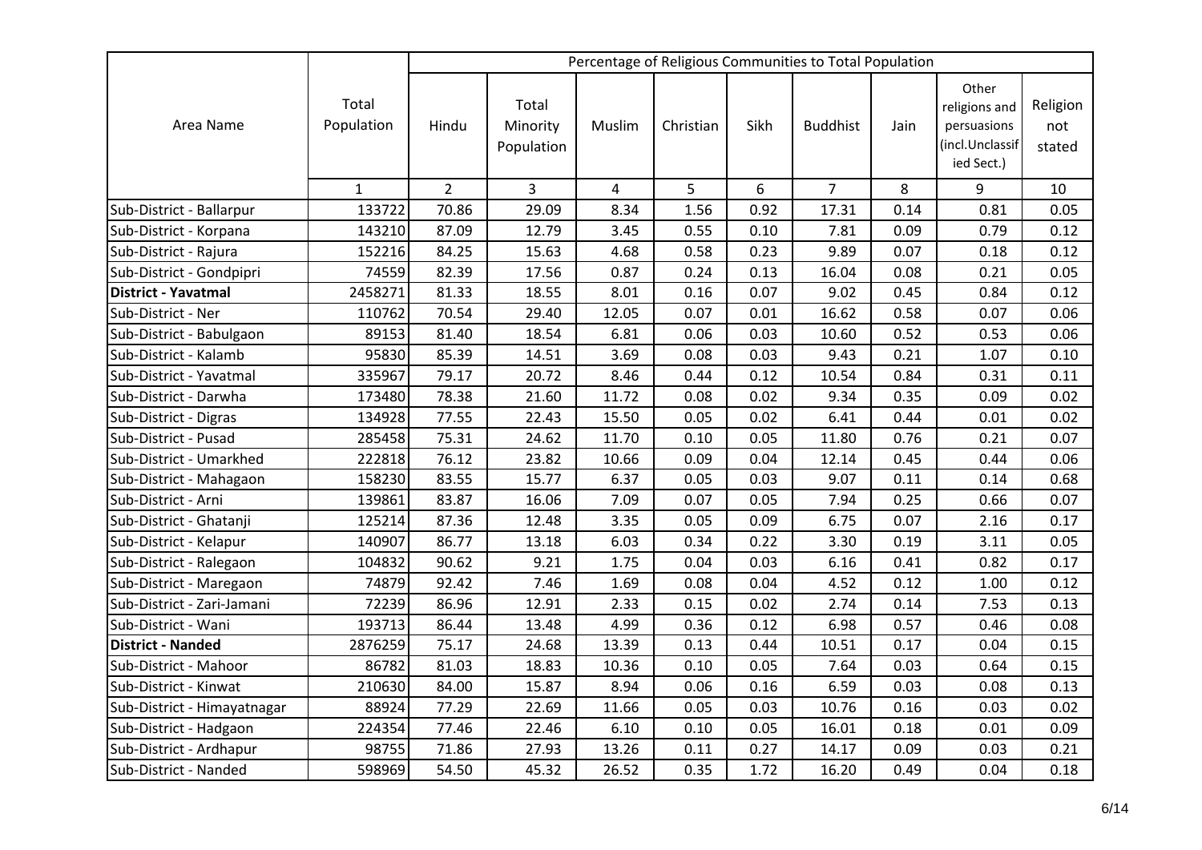| Area Name | Total Population | Percentage of Religious Communities to Total Population | | | | | | | | |
|---|---|---|---|---|---|---|---|---|---|---|
| | | Hindu | Total Minority Population | Muslim | Christian | Sikh | Buddhist | Jain | Other religions and persuasions (incl.Unclassified Sect.) | Religion not stated |
| | 1 | 2 | 3 | 4 | 5 | 6 | 7 | 8 | 9 | 10 |
| Sub-District - Ballarpur | 133722 | 70.86 | 29.09 | 8.34 | 1.56 | 0.92 | 17.31 | 0.14 | 0.81 | 0.05 |
| Sub-District - Korpana | 143210 | 87.09 | 12.79 | 3.45 | 0.55 | 0.10 | 7.81 | 0.09 | 0.79 | 0.12 |
| Sub-District - Rajura | 152216 | 84.25 | 15.63 | 4.68 | 0.58 | 0.23 | 9.89 | 0.07 | 0.18 | 0.12 |
| Sub-District - Gondpipri | 74559 | 82.39 | 17.56 | 0.87 | 0.24 | 0.13 | 16.04 | 0.08 | 0.21 | 0.05 |
| **District - Yavatmal** | 2458271 | 81.33 | 18.55 | 8.01 | 0.16 | 0.07 | 9.02 | 0.45 | 0.84 | 0.12 |
| Sub-District - Ner | 110762 | 70.54 | 29.40 | 12.05 | 0.07 | 0.01 | 16.62 | 0.58 | 0.07 | 0.06 |
| Sub-District - Babulgaon | 89153 | 81.40 | 18.54 | 6.81 | 0.06 | 0.03 | 10.60 | 0.52 | 0.53 | 0.06 |
| Sub-District - Kalamb | 95830 | 85.39 | 14.51 | 3.69 | 0.08 | 0.03 | 9.43 | 0.21 | 1.07 | 0.10 |
| Sub-District - Yavatmal | 335967 | 79.17 | 20.72 | 8.46 | 0.44 | 0.12 | 10.54 | 0.84 | 0.31 | 0.11 |
| Sub-District - Darwha | 173480 | 78.38 | 21.60 | 11.72 | 0.08 | 0.02 | 9.34 | 0.35 | 0.09 | 0.02 |
| Sub-District - Digras | 134928 | 77.55 | 22.43 | 15.50 | 0.05 | 0.02 | 6.41 | 0.44 | 0.01 | 0.02 |
| Sub-District - Pusad | 285458 | 75.31 | 24.62 | 11.70 | 0.10 | 0.05 | 11.80 | 0.76 | 0.21 | 0.07 |
| Sub-District - Umarkhed | 222818 | 76.12 | 23.82 | 10.66 | 0.09 | 0.04 | 12.14 | 0.45 | 0.44 | 0.06 |
| Sub-District - Mahagaon | 158230 | 83.55 | 15.77 | 6.37 | 0.05 | 0.03 | 9.07 | 0.11 | 0.14 | 0.68 |
| Sub-District - Arni | 139861 | 83.87 | 16.06 | 7.09 | 0.07 | 0.05 | 7.94 | 0.25 | 0.66 | 0.07 |
| Sub-District - Ghatanji | 125214 | 87.36 | 12.48 | 3.35 | 0.05 | 0.09 | 6.75 | 0.07 | 2.16 | 0.17 |
| Sub-District - Kelapur | 140907 | 86.77 | 13.18 | 6.03 | 0.34 | 0.22 | 3.30 | 0.19 | 3.11 | 0.05 |
| Sub-District - Ralegaon | 104832 | 90.62 | 9.21 | 1.75 | 0.04 | 0.03 | 6.16 | 0.41 | 0.82 | 0.17 |
| Sub-District - Maregaon | 74879 | 92.42 | 7.46 | 1.69 | 0.08 | 0.04 | 4.52 | 0.12 | 1.00 | 0.12 |
| Sub-District - Zari-Jamani | 72239 | 86.96 | 12.91 | 2.33 | 0.15 | 0.02 | 2.74 | 0.14 | 7.53 | 0.13 |
| Sub-District - Wani | 193713 | 86.44 | 13.48 | 4.99 | 0.36 | 0.12 | 6.98 | 0.57 | 0.46 | 0.08 |
| **District - Nanded** | 2876259 | 75.17 | 24.68 | 13.39 | 0.13 | 0.44 | 10.51 | 0.17 | 0.04 | 0.15 |
| Sub-District - Mahoor | 86782 | 81.03 | 18.83 | 10.36 | 0.10 | 0.05 | 7.64 | 0.03 | 0.64 | 0.15 |
| Sub-District - Kinwat | 210630 | 84.00 | 15.87 | 8.94 | 0.06 | 0.16 | 6.59 | 0.03 | 0.08 | 0.13 |
| Sub-District - Himayatnagar | 88924 | 77.29 | 22.69 | 11.66 | 0.05 | 0.03 | 10.76 | 0.16 | 0.03 | 0.02 |
| Sub-District - Hadgaon | 224354 | 77.46 | 22.46 | 6.10 | 0.10 | 0.05 | 16.01 | 0.18 | 0.01 | 0.09 |
| Sub-District - Ardhapur | 98755 | 71.86 | 27.93 | 13.26 | 0.11 | 0.27 | 14.17 | 0.09 | 0.03 | 0.21 |
| Sub-District - Nanded | 598969 | 54.50 | 45.32 | 26.52 | 0.35 | 1.72 | 16.20 | 0.49 | 0.04 | 0.18 |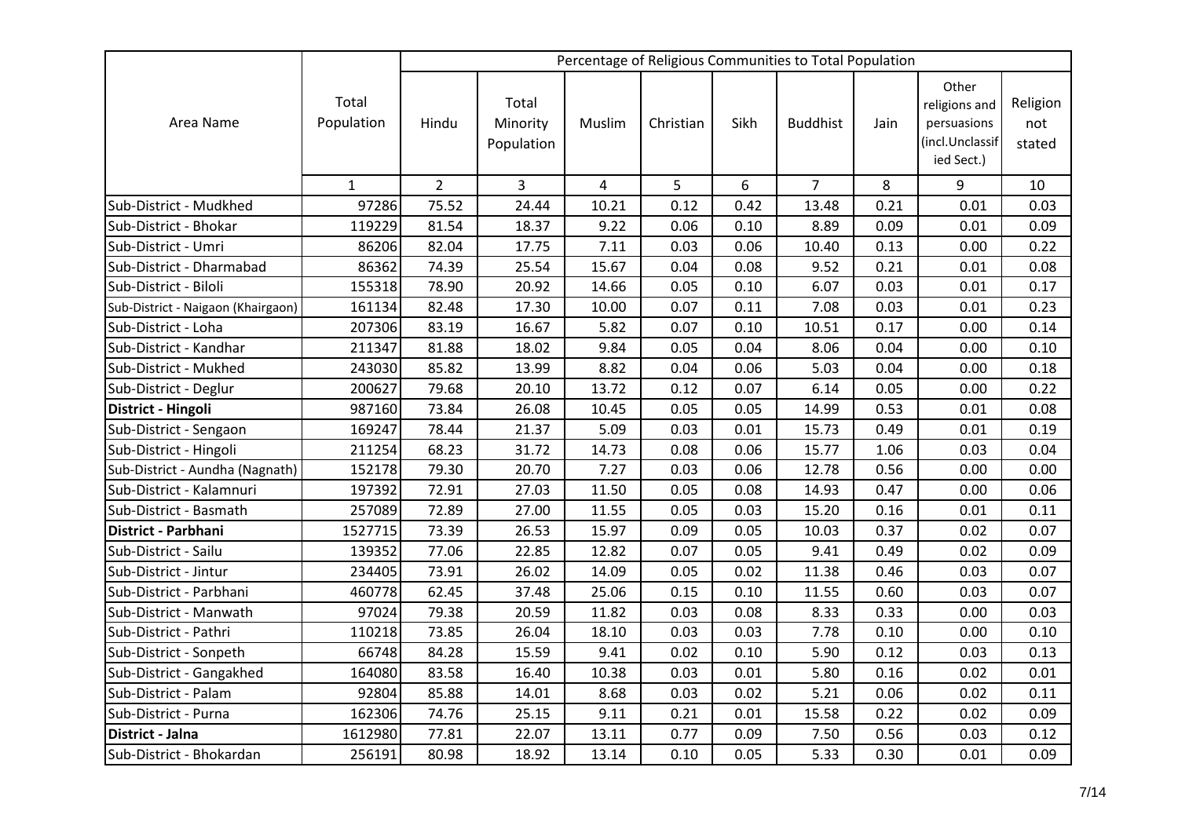| Area Name | Total Population | Percentage of Religious Communities to Total Population | | | | | | | | |
|---|---|---|---|---|---|---|---|---|---|---|
| | | Hindu | Total Minority Population | Muslim | Christian | Sikh | Buddhist | Jain | Other religions and persuasions (incl.Unclassified Sect.) | Religion not stated |
| | 1 | 2 | 3 | 4 | 5 | 6 | 7 | 8 | 9 | 10 |
| Sub-District - Mudkhed | 97286 | 75.52 | 24.44 | 10.21 | 0.12 | 0.42 | 13.48 | 0.21 | 0.01 | 0.03 |
| Sub-District - Bhokar | 119229 | 81.54 | 18.37 | 9.22 | 0.06 | 0.10 | 8.89 | 0.09 | 0.01 | 0.09 |
| Sub-District - Umri | 86206 | 82.04 | 17.75 | 7.11 | 0.03 | 0.06 | 10.40 | 0.13 | 0.00 | 0.22 |
| Sub-District - Dharmabad | 86362 | 74.39 | 25.54 | 15.67 | 0.04 | 0.08 | 9.52 | 0.21 | 0.01 | 0.08 |
| Sub-District - Biloli | 155318 | 78.90 | 20.92 | 14.66 | 0.05 | 0.10 | 6.07 | 0.03 | 0.01 | 0.17 |
| Sub-District - Naigaon (Khairgaon) | 161134 | 82.48 | 17.30 | 10.00 | 0.07 | 0.11 | 7.08 | 0.03 | 0.01 | 0.23 |
| Sub-District - Loha | 207306 | 83.19 | 16.67 | 5.82 | 0.07 | 0.10 | 10.51 | 0.17 | 0.00 | 0.14 |
| Sub-District - Kandhar | 211347 | 81.88 | 18.02 | 9.84 | 0.05 | 0.04 | 8.06 | 0.04 | 0.00 | 0.10 |
| Sub-District - Mukhed | 243030 | 85.82 | 13.99 | 8.82 | 0.04 | 0.06 | 5.03 | 0.04 | 0.00 | 0.18 |
| Sub-District - Deglur | 200627 | 79.68 | 20.10 | 13.72 | 0.12 | 0.07 | 6.14 | 0.05 | 0.00 | 0.22 |
| **District - Hingoli** | 987160 | 73.84 | 26.08 | 10.45 | 0.05 | 0.05 | 14.99 | 0.53 | 0.01 | 0.08 |
| Sub-District - Sengaon | 169247 | 78.44 | 21.37 | 5.09 | 0.03 | 0.01 | 15.73 | 0.49 | 0.01 | 0.19 |
| Sub-District - Hingoli | 211254 | 68.23 | 31.72 | 14.73 | 0.08 | 0.06 | 15.77 | 1.06 | 0.03 | 0.04 |
| Sub-District - Aundha (Nagnath) | 152178 | 79.30 | 20.70 | 7.27 | 0.03 | 0.06 | 12.78 | 0.56 | 0.00 | 0.00 |
| Sub-District - Kalamnuri | 197392 | 72.91 | 27.03 | 11.50 | 0.05 | 0.08 | 14.93 | 0.47 | 0.00 | 0.06 |
| Sub-District - Basmath | 257089 | 72.89 | 27.00 | 11.55 | 0.05 | 0.03 | 15.20 | 0.16 | 0.01 | 0.11 |
| **District - Parbhani** | 1527715 | 73.39 | 26.53 | 15.97 | 0.09 | 0.05 | 10.03 | 0.37 | 0.02 | 0.07 |
| Sub-District - Sailu | 139352 | 77.06 | 22.85 | 12.82 | 0.07 | 0.05 | 9.41 | 0.49 | 0.02 | 0.09 |
| Sub-District - Jintur | 234405 | 73.91 | 26.02 | 14.09 | 0.05 | 0.02 | 11.38 | 0.46 | 0.03 | 0.07 |
| Sub-District - Parbhani | 460778 | 62.45 | 37.48 | 25.06 | 0.15 | 0.10 | 11.55 | 0.60 | 0.03 | 0.07 |
| Sub-District - Manwath | 97024 | 79.38 | 20.59 | 11.82 | 0.03 | 0.08 | 8.33 | 0.33 | 0.00 | 0.03 |
| Sub-District - Pathri | 110218 | 73.85 | 26.04 | 18.10 | 0.03 | 0.03 | 7.78 | 0.10 | 0.00 | 0.10 |
| Sub-District - Sonpeth | 66748 | 84.28 | 15.59 | 9.41 | 0.02 | 0.10 | 5.90 | 0.12 | 0.03 | 0.13 |
| Sub-District - Gangakhed | 164080 | 83.58 | 16.40 | 10.38 | 0.03 | 0.01 | 5.80 | 0.16 | 0.02 | 0.01 |
| Sub-District - Palam | 92804 | 85.88 | 14.01 | 8.68 | 0.03 | 0.02 | 5.21 | 0.06 | 0.02 | 0.11 |
| Sub-District - Purna | 162306 | 74.76 | 25.15 | 9.11 | 0.21 | 0.01 | 15.58 | 0.22 | 0.02 | 0.09 |
| **District - Jalna** | 1612980 | 77.81 | 22.07 | 13.11 | 0.77 | 0.09 | 7.50 | 0.56 | 0.03 | 0.12 |
| Sub-District - Bhokardan | 256191 | 80.98 | 18.92 | 13.14 | 0.10 | 0.05 | 5.33 | 0.30 | 0.01 | 0.09 |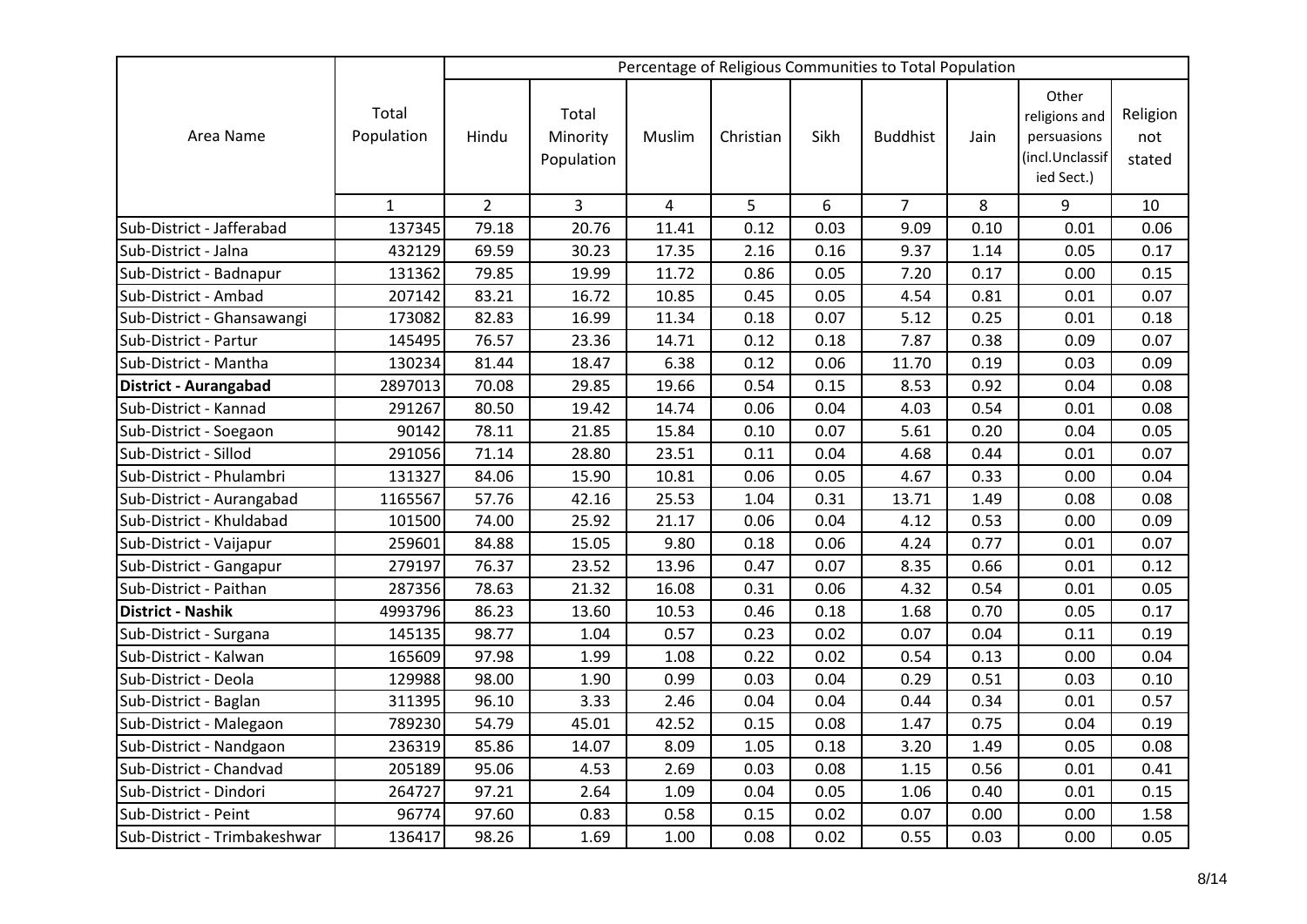| Area Name | Total Population | Percentage of Religious Communities to Total Population | | | | | | | | |
|---|---|---|---|---|---|---|---|---|---|---|
| | | Hindu | Total Minority Population | Muslim | Christian | Sikh | Buddhist | Jain | Other religions and persuasions (incl.Unclassified Sect.) | Religion not stated |
| | 1 | 2 | 3 | 4 | 5 | 6 | 7 | 8 | 9 | 10 |
| Sub-District - Jafferabad | 137345 | 79.18 | 20.76 | 11.41 | 0.12 | 0.03 | 9.09 | 0.10 | 0.01 | 0.06 |
| Sub-District - Jalna | 432129 | 69.59 | 30.23 | 17.35 | 2.16 | 0.16 | 9.37 | 1.14 | 0.05 | 0.17 |
| Sub-District - Badnapur | 131362 | 79.85 | 19.99 | 11.72 | 0.86 | 0.05 | 7.20 | 0.17 | 0.00 | 0.15 |
| Sub-District - Ambad | 207142 | 83.21 | 16.72 | 10.85 | 0.45 | 0.05 | 4.54 | 0.81 | 0.01 | 0.07 |
| Sub-District - Ghansawangi | 173082 | 82.83 | 16.99 | 11.34 | 0.18 | 0.07 | 5.12 | 0.25 | 0.01 | 0.18 |
| Sub-District - Partur | 145495 | 76.57 | 23.36 | 14.71 | 0.12 | 0.18 | 7.87 | 0.38 | 0.09 | 0.07 |
| Sub-District - Mantha | 130234 | 81.44 | 18.47 | 6.38 | 0.12 | 0.06 | 11.70 | 0.19 | 0.03 | 0.09 |
| **District - Aurangabad** | 2897013 | 70.08 | 29.85 | 19.66 | 0.54 | 0.15 | 8.53 | 0.92 | 0.04 | 0.08 |
| Sub-District - Kannad | 291267 | 80.50 | 19.42 | 14.74 | 0.06 | 0.04 | 4.03 | 0.54 | 0.01 | 0.08 |
| Sub-District - Soegaon | 90142 | 78.11 | 21.85 | 15.84 | 0.10 | 0.07 | 5.61 | 0.20 | 0.04 | 0.05 |
| Sub-District - Sillod | 291056 | 71.14 | 28.80 | 23.51 | 0.11 | 0.04 | 4.68 | 0.44 | 0.01 | 0.07 |
| Sub-District - Phulambri | 131327 | 84.06 | 15.90 | 10.81 | 0.06 | 0.05 | 4.67 | 0.33 | 0.00 | 0.04 |
| Sub-District - Aurangabad | 1165567 | 57.76 | 42.16 | 25.53 | 1.04 | 0.31 | 13.71 | 1.49 | 0.08 | 0.08 |
| Sub-District - Khuldabad | 101500 | 74.00 | 25.92 | 21.17 | 0.06 | 0.04 | 4.12 | 0.53 | 0.00 | 0.09 |
| Sub-District - Vaijapur | 259601 | 84.88 | 15.05 | 9.80 | 0.18 | 0.06 | 4.24 | 0.77 | 0.01 | 0.07 |
| Sub-District - Gangapur | 279197 | 76.37 | 23.52 | 13.96 | 0.47 | 0.07 | 8.35 | 0.66 | 0.01 | 0.12 |
| Sub-District - Paithan | 287356 | 78.63 | 21.32 | 16.08 | 0.31 | 0.06 | 4.32 | 0.54 | 0.01 | 0.05 |
| **District - Nashik** | 4993796 | 86.23 | 13.60 | 10.53 | 0.46 | 0.18 | 1.68 | 0.70 | 0.05 | 0.17 |
| Sub-District - Surgana | 145135 | 98.77 | 1.04 | 0.57 | 0.23 | 0.02 | 0.07 | 0.04 | 0.11 | 0.19 |
| Sub-District - Kalwan | 165609 | 97.98 | 1.99 | 1.08 | 0.22 | 0.02 | 0.54 | 0.13 | 0.00 | 0.04 |
| Sub-District - Deola | 129988 | 98.00 | 1.90 | 0.99 | 0.03 | 0.04 | 0.29 | 0.51 | 0.03 | 0.10 |
| Sub-District - Baglan | 311395 | 96.10 | 3.33 | 2.46 | 0.04 | 0.04 | 0.44 | 0.34 | 0.01 | 0.57 |
| Sub-District - Malegaon | 789230 | 54.79 | 45.01 | 42.52 | 0.15 | 0.08 | 1.47 | 0.75 | 0.04 | 0.19 |
| Sub-District - Nandgaon | 236319 | 85.86 | 14.07 | 8.09 | 1.05 | 0.18 | 3.20 | 1.49 | 0.05 | 0.08 |
| Sub-District - Chandvad | 205189 | 95.06 | 4.53 | 2.69 | 0.03 | 0.08 | 1.15 | 0.56 | 0.01 | 0.41 |
| Sub-District - Dindori | 264727 | 97.21 | 2.64 | 1.09 | 0.04 | 0.05 | 1.06 | 0.40 | 0.01 | 0.15 |
| Sub-District - Peint | 96774 | 97.60 | 0.83 | 0.58 | 0.15 | 0.02 | 0.07 | 0.00 | 0.00 | 1.58 |
| Sub-District - Trimbakeshwar | 136417 | 98.26 | 1.69 | 1.00 | 0.08 | 0.02 | 0.55 | 0.03 | 0.00 | 0.05 |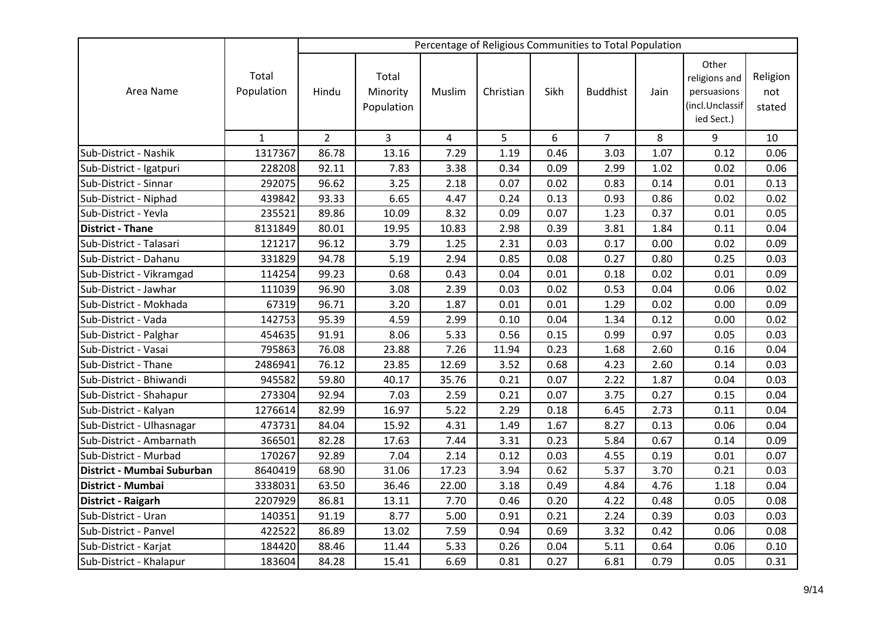| Area Name | Total Population | Percentage of Religious Communities to Total Population | | | | | | | | |
|---|---|---|---|---|---|---|---|---|---|---|
| | | Hindu | Total Minority Population | Muslim | Christian | Sikh | Buddhist | Jain | Other religions and persuasions (incl.Unclassified Sect.) | Religion not stated |
| | 1 | 2 | 3 | 4 | 5 | 6 | 7 | 8 | 9 | 10 |
| Sub-District - Nashik | 1317367 | 86.78 | 13.16 | 7.29 | 1.19 | 0.46 | 3.03 | 1.07 | 0.12 | 0.06 |
| Sub-District - Igatpuri | 228208 | 92.11 | 7.83 | 3.38 | 0.34 | 0.09 | 2.99 | 1.02 | 0.02 | 0.06 |
| Sub-District - Sinnar | 292075 | 96.62 | 3.25 | 2.18 | 0.07 | 0.02 | 0.83 | 0.14 | 0.01 | 0.13 |
| Sub-District - Niphad | 439842 | 93.33 | 6.65 | 4.47 | 0.24 | 0.13 | 0.93 | 0.86 | 0.02 | 0.02 |
| Sub-District - Yevla | 235521 | 89.86 | 10.09 | 8.32 | 0.09 | 0.07 | 1.23 | 0.37 | 0.01 | 0.05 |
| **District - Thane** | 8131849 | 80.01 | 19.95 | 10.83 | 2.98 | 0.39 | 3.81 | 1.84 | 0.11 | 0.04 |
| Sub-District - Talasari | 121217 | 96.12 | 3.79 | 1.25 | 2.31 | 0.03 | 0.17 | 0.00 | 0.02 | 0.09 |
| Sub-District - Dahanu | 331829 | 94.78 | 5.19 | 2.94 | 0.85 | 0.08 | 0.27 | 0.80 | 0.25 | 0.03 |
| Sub-District - Vikramgad | 114254 | 99.23 | 0.68 | 0.43 | 0.04 | 0.01 | 0.18 | 0.02 | 0.01 | 0.09 |
| Sub-District - Jawhar | 111039 | 96.90 | 3.08 | 2.39 | 0.03 | 0.02 | 0.53 | 0.04 | 0.06 | 0.02 |
| Sub-District - Mokhada | 67319 | 96.71 | 3.20 | 1.87 | 0.01 | 0.01 | 1.29 | 0.02 | 0.00 | 0.09 |
| Sub-District - Vada | 142753 | 95.39 | 4.59 | 2.99 | 0.10 | 0.04 | 1.34 | 0.12 | 0.00 | 0.02 |
| Sub-District - Palghar | 454635 | 91.91 | 8.06 | 5.33 | 0.56 | 0.15 | 0.99 | 0.97 | 0.05 | 0.03 |
| Sub-District - Vasai | 795863 | 76.08 | 23.88 | 7.26 | 11.94 | 0.23 | 1.68 | 2.60 | 0.16 | 0.04 |
| Sub-District - Thane | 2486941 | 76.12 | 23.85 | 12.69 | 3.52 | 0.68 | 4.23 | 2.60 | 0.14 | 0.03 |
| Sub-District - Bhiwandi | 945582 | 59.80 | 40.17 | 35.76 | 0.21 | 0.07 | 2.22 | 1.87 | 0.04 | 0.03 |
| Sub-District - Shahapur | 273304 | 92.94 | 7.03 | 2.59 | 0.21 | 0.07 | 3.75 | 0.27 | 0.15 | 0.04 |
| Sub-District - Kalyan | 1276614 | 82.99 | 16.97 | 5.22 | 2.29 | 0.18 | 6.45 | 2.73 | 0.11 | 0.04 |
| Sub-District - Ulhasnagar | 473731 | 84.04 | 15.92 | 4.31 | 1.49 | 1.67 | 8.27 | 0.13 | 0.06 | 0.04 |
| Sub-District - Ambarnath | 366501 | 82.28 | 17.63 | 7.44 | 3.31 | 0.23 | 5.84 | 0.67 | 0.14 | 0.09 |
| Sub-District - Murbad | 170267 | 92.89 | 7.04 | 2.14 | 0.12 | 0.03 | 4.55 | 0.19 | 0.01 | 0.07 |
| **District - Mumbai Suburban** | 8640419 | 68.90 | 31.06 | 17.23 | 3.94 | 0.62 | 5.37 | 3.70 | 0.21 | 0.03 |
| **District - Mumbai** | 3338031 | 63.50 | 36.46 | 22.00 | 3.18 | 0.49 | 4.84 | 4.76 | 1.18 | 0.04 |
| **District - Raigarh** | 2207929 | 86.81 | 13.11 | 7.70 | 0.46 | 0.20 | 4.22 | 0.48 | 0.05 | 0.08 |
| Sub-District - Uran | 140351 | 91.19 | 8.77 | 5.00 | 0.91 | 0.21 | 2.24 | 0.39 | 0.03 | 0.03 |
| Sub-District - Panvel | 422522 | 86.89 | 13.02 | 7.59 | 0.94 | 0.69 | 3.32 | 0.42 | 0.06 | 0.08 |
| Sub-District - Karjat | 184420 | 88.46 | 11.44 | 5.33 | 0.26 | 0.04 | 5.11 | 0.64 | 0.06 | 0.10 |
| Sub-District - Khalapur | 183604 | 84.28 | 15.41 | 6.69 | 0.81 | 0.27 | 6.81 | 0.79 | 0.05 | 0.31 |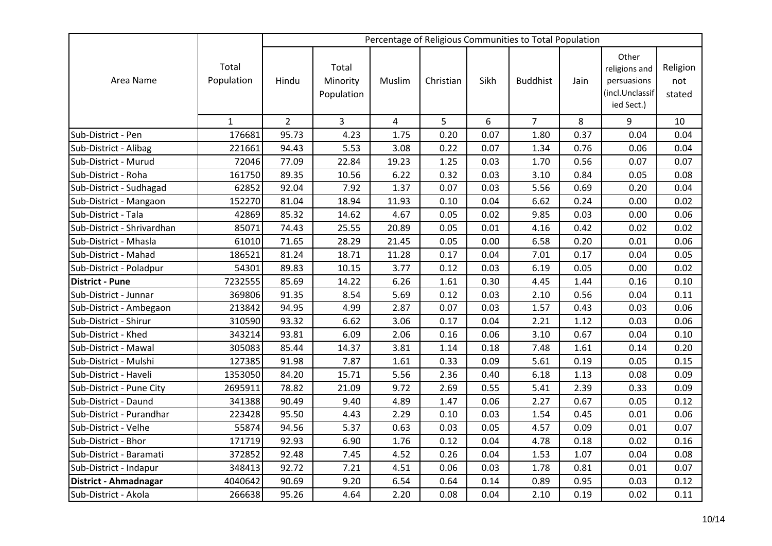| Area Name | Total Population | Percentage of Religious Communities to Total Population | | | | | | | | |
|---|---|---|---|---|---|---|---|---|---|---|
| | | Hindu | Total Minority Population | Muslim | Christian | Sikh | Buddhist | Jain | Other religions and persuasions (incl.Unclassified Sect.) | Religion not stated |
| | 1 | 2 | 3 | 4 | 5 | 6 | 7 | 8 | 9 | 10 |
| Sub-District - Pen | 176681 | 95.73 | 4.23 | 1.75 | 0.20 | 0.07 | 1.80 | 0.37 | 0.04 | 0.04 |
| Sub-District - Alibag | 221661 | 94.43 | 5.53 | 3.08 | 0.22 | 0.07 | 1.34 | 0.76 | 0.06 | 0.04 |
| Sub-District - Murud | 72046 | 77.09 | 22.84 | 19.23 | 1.25 | 0.03 | 1.70 | 0.56 | 0.07 | 0.07 |
| Sub-District - Roha | 161750 | 89.35 | 10.56 | 6.22 | 0.32 | 0.03 | 3.10 | 0.84 | 0.05 | 0.08 |
| Sub-District - Sudhagad | 62852 | 92.04 | 7.92 | 1.37 | 0.07 | 0.03 | 5.56 | 0.69 | 0.20 | 0.04 |
| Sub-District - Mangaon | 152270 | 81.04 | 18.94 | 11.93 | 0.10 | 0.04 | 6.62 | 0.24 | 0.00 | 0.02 |
| Sub-District - Tala | 42869 | 85.32 | 14.62 | 4.67 | 0.05 | 0.02 | 9.85 | 0.03 | 0.00 | 0.06 |
| Sub-District - Shrivardhan | 85071 | 74.43 | 25.55 | 20.89 | 0.05 | 0.01 | 4.16 | 0.42 | 0.02 | 0.02 |
| Sub-District - Mhasla | 61010 | 71.65 | 28.29 | 21.45 | 0.05 | 0.00 | 6.58 | 0.20 | 0.01 | 0.06 |
| Sub-District - Mahad | 186521 | 81.24 | 18.71 | 11.28 | 0.17 | 0.04 | 7.01 | 0.17 | 0.04 | 0.05 |
| Sub-District - Poladpur | 54301 | 89.83 | 10.15 | 3.77 | 0.12 | 0.03 | 6.19 | 0.05 | 0.00 | 0.02 |
| **District - Pune** | 7232555 | 85.69 | 14.22 | 6.26 | 1.61 | 0.30 | 4.45 | 1.44 | 0.16 | 0.10 |
| Sub-District - Junnar | 369806 | 91.35 | 8.54 | 5.69 | 0.12 | 0.03 | 2.10 | 0.56 | 0.04 | 0.11 |
| Sub-District - Ambegaon | 213842 | 94.95 | 4.99 | 2.87 | 0.07 | 0.03 | 1.57 | 0.43 | 0.03 | 0.06 |
| Sub-District - Shirur | 310590 | 93.32 | 6.62 | 3.06 | 0.17 | 0.04 | 2.21 | 1.12 | 0.03 | 0.06 |
| Sub-District - Khed | 343214 | 93.81 | 6.09 | 2.06 | 0.16 | 0.06 | 3.10 | 0.67 | 0.04 | 0.10 |
| Sub-District - Mawal | 305083 | 85.44 | 14.37 | 3.81 | 1.14 | 0.18 | 7.48 | 1.61 | 0.14 | 0.20 |
| Sub-District - Mulshi | 127385 | 91.98 | 7.87 | 1.61 | 0.33 | 0.09 | 5.61 | 0.19 | 0.05 | 0.15 |
| Sub-District - Haveli | 1353050 | 84.20 | 15.71 | 5.56 | 2.36 | 0.40 | 6.18 | 1.13 | 0.08 | 0.09 |
| Sub-District - Pune City | 2695911 | 78.82 | 21.09 | 9.72 | 2.69 | 0.55 | 5.41 | 2.39 | 0.33 | 0.09 |
| Sub-District - Daund | 341388 | 90.49 | 9.40 | 4.89 | 1.47 | 0.06 | 2.27 | 0.67 | 0.05 | 0.12 |
| Sub-District - Purandhar | 223428 | 95.50 | 4.43 | 2.29 | 0.10 | 0.03 | 1.54 | 0.45 | 0.01 | 0.06 |
| Sub-District - Velhe | 55874 | 94.56 | 5.37 | 0.63 | 0.03 | 0.05 | 4.57 | 0.09 | 0.01 | 0.07 |
| Sub-District - Bhor | 171719 | 92.93 | 6.90 | 1.76 | 0.12 | 0.04 | 4.78 | 0.18 | 0.02 | 0.16 |
| Sub-District - Baramati | 372852 | 92.48 | 7.45 | 4.52 | 0.26 | 0.04 | 1.53 | 1.07 | 0.04 | 0.08 |
| Sub-District - Indapur | 348413 | 92.72 | 7.21 | 4.51 | 0.06 | 0.03 | 1.78 | 0.81 | 0.01 | 0.07 |
| **District - Ahmadnagar** | 4040642 | 90.69 | 9.20 | 6.54 | 0.64 | 0.14 | 0.89 | 0.95 | 0.03 | 0.12 |
| Sub-District - Akola | 266638 | 95.26 | 4.64 | 2.20 | 0.08 | 0.04 | 2.10 | 0.19 | 0.02 | 0.11 |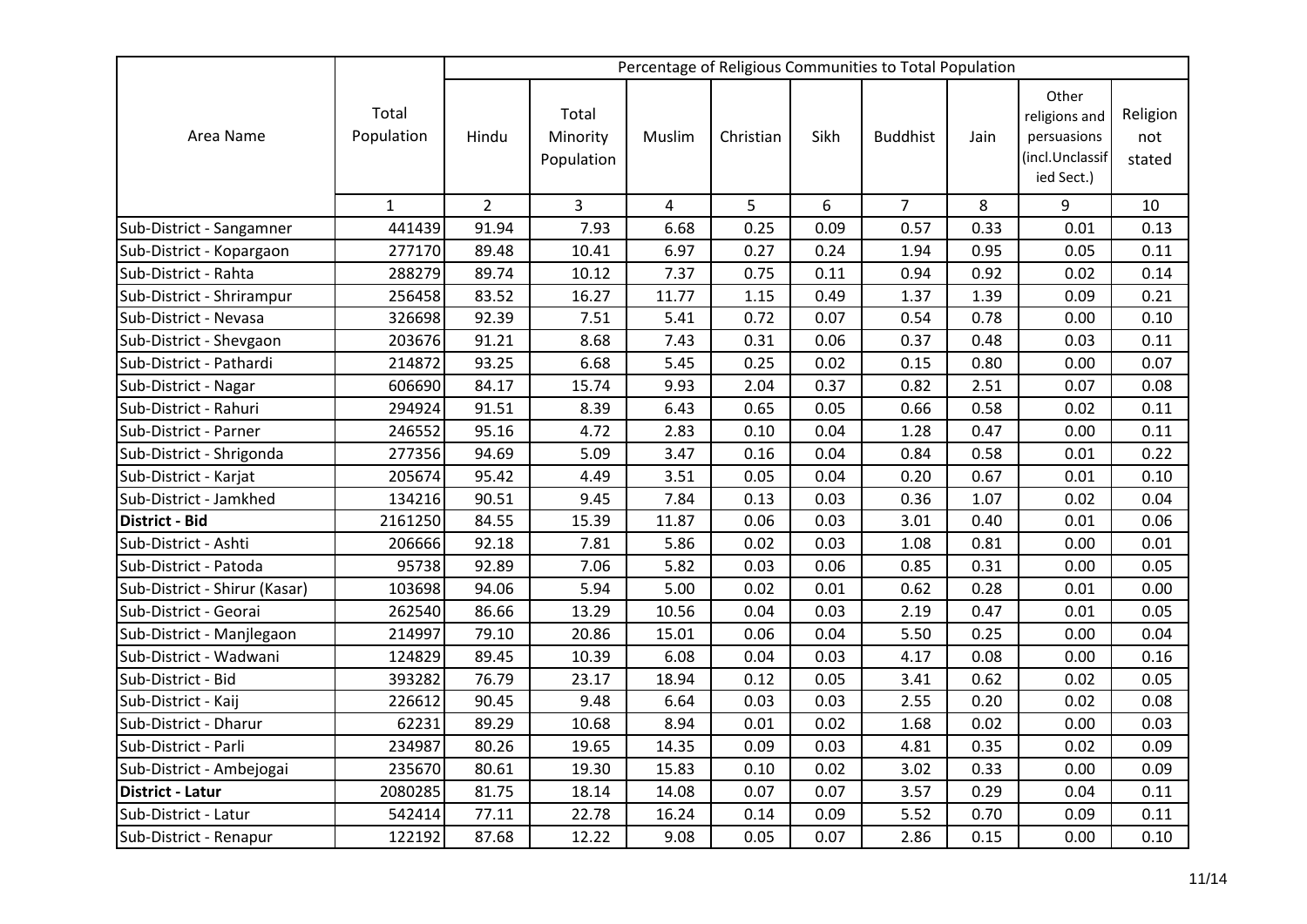| Area Name | Total Population | Percentage of Religious Communities to Total Population | | | | | | | | |
|---|---|---|---|---|---|---|---|---|---|---|
| | | Hindu | Total Minority Population | Muslim | Christian | Sikh | Buddhist | Jain | Other religions and persuasions (incl.Unclassified Sect.) | Religion not stated |
| | 1 | 2 | 3 | 4 | 5 | 6 | 7 | 8 | 9 | 10 |
| Sub-District - Sangamner | 441439 | 91.94 | 7.93 | 6.68 | 0.25 | 0.09 | 0.57 | 0.33 | 0.01 | 0.13 |
| Sub-District - Kopargaon | 277170 | 89.48 | 10.41 | 6.97 | 0.27 | 0.24 | 1.94 | 0.95 | 0.05 | 0.11 |
| Sub-District - Rahta | 288279 | 89.74 | 10.12 | 7.37 | 0.75 | 0.11 | 0.94 | 0.92 | 0.02 | 0.14 |
| Sub-District - Shrirampur | 256458 | 83.52 | 16.27 | 11.77 | 1.15 | 0.49 | 1.37 | 1.39 | 0.09 | 0.21 |
| Sub-District - Nevasa | 326698 | 92.39 | 7.51 | 5.41 | 0.72 | 0.07 | 0.54 | 0.78 | 0.00 | 0.10 |
| Sub-District - Shevgaon | 203676 | 91.21 | 8.68 | 7.43 | 0.31 | 0.06 | 0.37 | 0.48 | 0.03 | 0.11 |
| Sub-District - Pathardi | 214872 | 93.25 | 6.68 | 5.45 | 0.25 | 0.02 | 0.15 | 0.80 | 0.00 | 0.07 |
| Sub-District - Nagar | 606690 | 84.17 | 15.74 | 9.93 | 2.04 | 0.37 | 0.82 | 2.51 | 0.07 | 0.08 |
| Sub-District - Rahuri | 294924 | 91.51 | 8.39 | 6.43 | 0.65 | 0.05 | 0.66 | 0.58 | 0.02 | 0.11 |
| Sub-District - Parner | 246552 | 95.16 | 4.72 | 2.83 | 0.10 | 0.04 | 1.28 | 0.47 | 0.00 | 0.11 |
| Sub-District - Shrigonda | 277356 | 94.69 | 5.09 | 3.47 | 0.16 | 0.04 | 0.84 | 0.58 | 0.01 | 0.22 |
| Sub-District - Karjat | 205674 | 95.42 | 4.49 | 3.51 | 0.05 | 0.04 | 0.20 | 0.67 | 0.01 | 0.10 |
| Sub-District - Jamkhed | 134216 | 90.51 | 9.45 | 7.84 | 0.13 | 0.03 | 0.36 | 1.07 | 0.02 | 0.04 |
| **District - Bid** | 2161250 | 84.55 | 15.39 | 11.87 | 0.06 | 0.03 | 3.01 | 0.40 | 0.01 | 0.06 |
| Sub-District - Ashti | 206666 | 92.18 | 7.81 | 5.86 | 0.02 | 0.03 | 1.08 | 0.81 | 0.00 | 0.01 |
| Sub-District - Patoda | 95738 | 92.89 | 7.06 | 5.82 | 0.03 | 0.06 | 0.85 | 0.31 | 0.00 | 0.05 |
| Sub-District - Shirur (Kasar) | 103698 | 94.06 | 5.94 | 5.00 | 0.02 | 0.01 | 0.62 | 0.28 | 0.01 | 0.00 |
| Sub-District - Georai | 262540 | 86.66 | 13.29 | 10.56 | 0.04 | 0.03 | 2.19 | 0.47 | 0.01 | 0.05 |
| Sub-District - Manjlegaon | 214997 | 79.10 | 20.86 | 15.01 | 0.06 | 0.04 | 5.50 | 0.25 | 0.00 | 0.04 |
| Sub-District - Wadwani | 124829 | 89.45 | 10.39 | 6.08 | 0.04 | 0.03 | 4.17 | 0.08 | 0.00 | 0.16 |
| Sub-District - Bid | 393282 | 76.79 | 23.17 | 18.94 | 0.12 | 0.05 | 3.41 | 0.62 | 0.02 | 0.05 |
| Sub-District - Kaij | 226612 | 90.45 | 9.48 | 6.64 | 0.03 | 0.03 | 2.55 | 0.20 | 0.02 | 0.08 |
| Sub-District - Dharur | 62231 | 89.29 | 10.68 | 8.94 | 0.01 | 0.02 | 1.68 | 0.02 | 0.00 | 0.03 |
| Sub-District - Parli | 234987 | 80.26 | 19.65 | 14.35 | 0.09 | 0.03 | 4.81 | 0.35 | 0.02 | 0.09 |
| Sub-District - Ambejogai | 235670 | 80.61 | 19.30 | 15.83 | 0.10 | 0.02 | 3.02 | 0.33 | 0.00 | 0.09 |
| **District - Latur** | 2080285 | 81.75 | 18.14 | 14.08 | 0.07 | 0.07 | 3.57 | 0.29 | 0.04 | 0.11 |
| Sub-District - Latur | 542414 | 77.11 | 22.78 | 16.24 | 0.14 | 0.09 | 5.52 | 0.70 | 0.09 | 0.11 |
| Sub-District - Renapur | 122192 | 87.68 | 12.22 | 9.08 | 0.05 | 0.07 | 2.86 | 0.15 | 0.00 | 0.10 |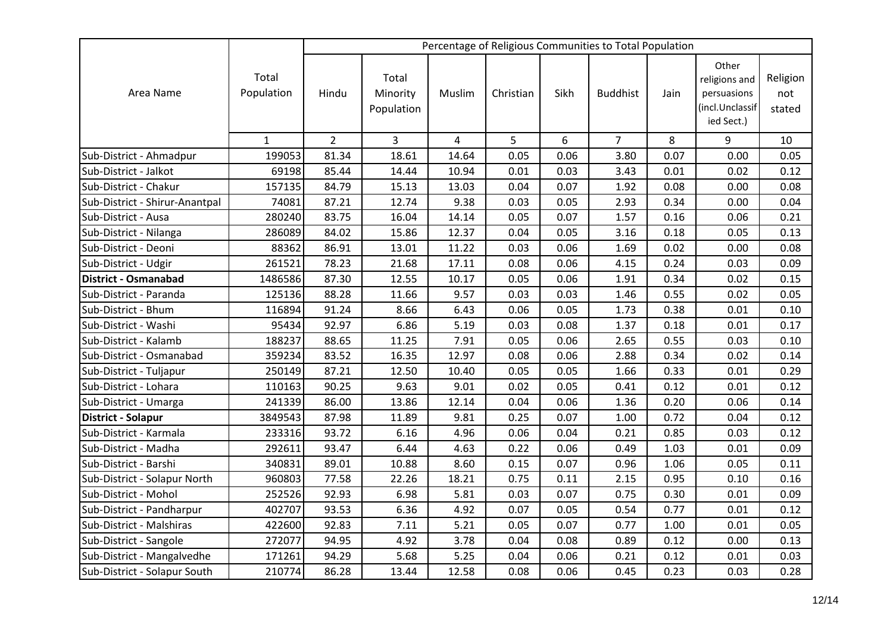| Area Name | Total Population | Percentage of Religious Communities to Total Population | | | | | | | | |
|---|---|---|---|---|---|---|---|---|---|---|
| | | Hindu | Total Minority Population | Muslim | Christian | Sikh | Buddhist | Jain | Other religions and persuasions (incl.Unclassified Sect.) | Religion not stated |
| | 1 | 2 | 3 | 4 | 5 | 6 | 7 | 8 | 9 | 10 |
| Sub-District - Ahmadpur | 199053 | 81.34 | 18.61 | 14.64 | 0.05 | 0.06 | 3.80 | 0.07 | 0.00 | 0.05 |
| Sub-District - Jalkot | 69198 | 85.44 | 14.44 | 10.94 | 0.01 | 0.03 | 3.43 | 0.01 | 0.02 | 0.12 |
| Sub-District - Chakur | 157135 | 84.79 | 15.13 | 13.03 | 0.04 | 0.07 | 1.92 | 0.08 | 0.00 | 0.08 |
| Sub-District - Shirur-Anantpal | 74081 | 87.21 | 12.74 | 9.38 | 0.03 | 0.05 | 2.93 | 0.34 | 0.00 | 0.04 |
| Sub-District - Ausa | 280240 | 83.75 | 16.04 | 14.14 | 0.05 | 0.07 | 1.57 | 0.16 | 0.06 | 0.21 |
| Sub-District - Nilanga | 286089 | 84.02 | 15.86 | 12.37 | 0.04 | 0.05 | 3.16 | 0.18 | 0.05 | 0.13 |
| Sub-District - Deoni | 88362 | 86.91 | 13.01 | 11.22 | 0.03 | 0.06 | 1.69 | 0.02 | 0.00 | 0.08 |
| Sub-District - Udgir | 261521 | 78.23 | 21.68 | 17.11 | 0.08 | 0.06 | 4.15 | 0.24 | 0.03 | 0.09 |
| **District - Osmanabad** | 1486586 | 87.30 | 12.55 | 10.17 | 0.05 | 0.06 | 1.91 | 0.34 | 0.02 | 0.15 |
| Sub-District - Paranda | 125136 | 88.28 | 11.66 | 9.57 | 0.03 | 0.03 | 1.46 | 0.55 | 0.02 | 0.05 |
| Sub-District - Bhum | 116894 | 91.24 | 8.66 | 6.43 | 0.06 | 0.05 | 1.73 | 0.38 | 0.01 | 0.10 |
| Sub-District - Washi | 95434 | 92.97 | 6.86 | 5.19 | 0.03 | 0.08 | 1.37 | 0.18 | 0.01 | 0.17 |
| Sub-District - Kalamb | 188237 | 88.65 | 11.25 | 7.91 | 0.05 | 0.06 | 2.65 | 0.55 | 0.03 | 0.10 |
| Sub-District - Osmanabad | 359234 | 83.52 | 16.35 | 12.97 | 0.08 | 0.06 | 2.88 | 0.34 | 0.02 | 0.14 |
| Sub-District - Tuljapur | 250149 | 87.21 | 12.50 | 10.40 | 0.05 | 0.05 | 1.66 | 0.33 | 0.01 | 0.29 |
| Sub-District - Lohara | 110163 | 90.25 | 9.63 | 9.01 | 0.02 | 0.05 | 0.41 | 0.12 | 0.01 | 0.12 |
| Sub-District - Umarga | 241339 | 86.00 | 13.86 | 12.14 | 0.04 | 0.06 | 1.36 | 0.20 | 0.06 | 0.14 |
| **District - Solapur** | 3849543 | 87.98 | 11.89 | 9.81 | 0.25 | 0.07 | 1.00 | 0.72 | 0.04 | 0.12 |
| Sub-District - Karmala | 233316 | 93.72 | 6.16 | 4.96 | 0.06 | 0.04 | 0.21 | 0.85 | 0.03 | 0.12 |
| Sub-District - Madha | 292611 | 93.47 | 6.44 | 4.63 | 0.22 | 0.06 | 0.49 | 1.03 | 0.01 | 0.09 |
| Sub-District - Barshi | 340831 | 89.01 | 10.88 | 8.60 | 0.15 | 0.07 | 0.96 | 1.06 | 0.05 | 0.11 |
| Sub-District - Solapur North | 960803 | 77.58 | 22.26 | 18.21 | 0.75 | 0.11 | 2.15 | 0.95 | 0.10 | 0.16 |
| Sub-District - Mohol | 252526 | 92.93 | 6.98 | 5.81 | 0.03 | 0.07 | 0.75 | 0.30 | 0.01 | 0.09 |
| Sub-District - Pandharpur | 402707 | 93.53 | 6.36 | 4.92 | 0.07 | 0.05 | 0.54 | 0.77 | 0.01 | 0.12 |
| Sub-District - Malshiras | 422600 | 92.83 | 7.11 | 5.21 | 0.05 | 0.07 | 0.77 | 1.00 | 0.01 | 0.05 |
| Sub-District - Sangole | 272077 | 94.95 | 4.92 | 3.78 | 0.04 | 0.08 | 0.89 | 0.12 | 0.00 | 0.13 |
| Sub-District - Mangalvedhe | 171261 | 94.29 | 5.68 | 5.25 | 0.04 | 0.06 | 0.21 | 0.12 | 0.01 | 0.03 |
| Sub-District - Solapur South | 210774 | 86.28 | 13.44 | 12.58 | 0.08 | 0.06 | 0.45 | 0.23 | 0.03 | 0.28 |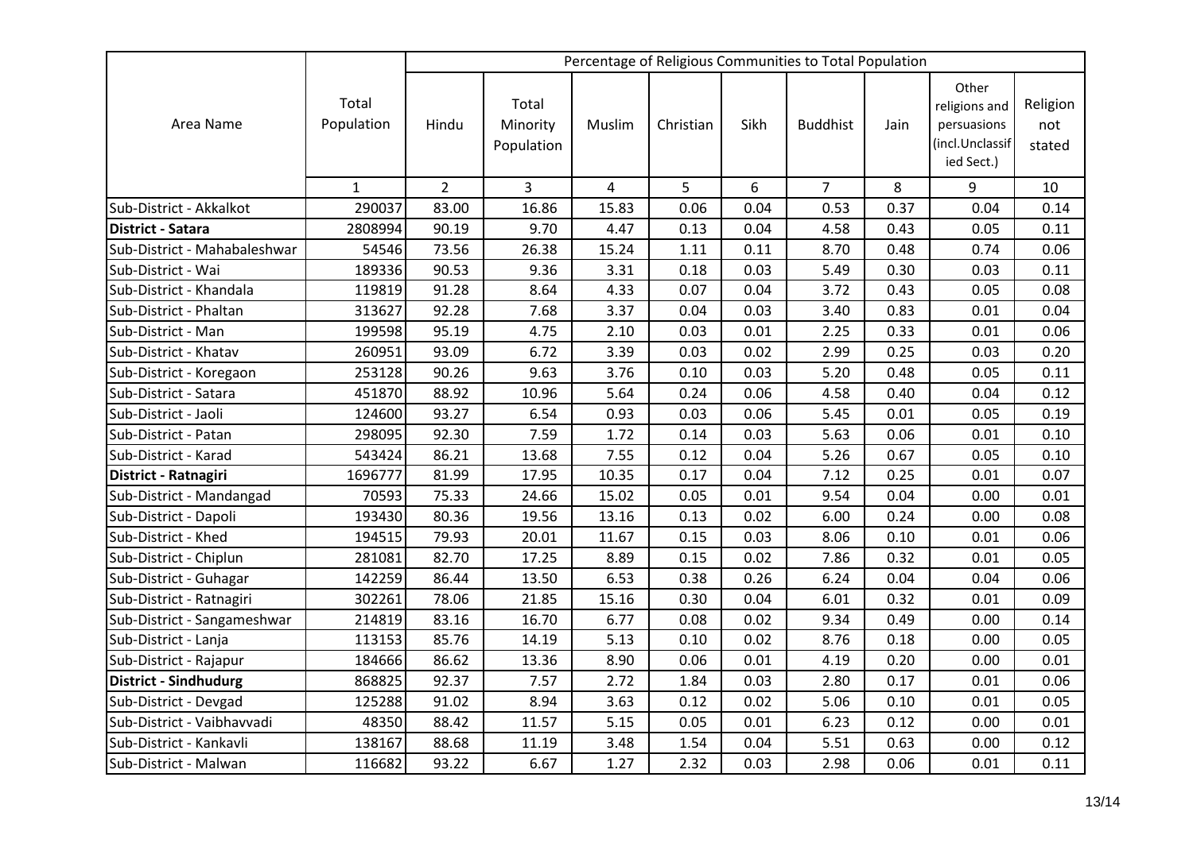| Area Name | Total Population | Percentage of Religious Communities to Total Population | | | | | | | | |
|---|---|---|---|---|---|---|---|---|---|---|
| | | Hindu | Total Minority Population | Muslim | Christian | Sikh | Buddhist | Jain | Other religions and persuasions (incl.Unclassified Sect.) | Religion not stated |
| | 1 | 2 | 3 | 4 | 5 | 6 | 7 | 8 | 9 | 10 |
| Sub-District - Akkalkot | 290037 | 83.00 | 16.86 | 15.83 | 0.06 | 0.04 | 0.53 | 0.37 | 0.04 | 0.14 |
| **District - Satara** | 2808994 | 90.19 | 9.70 | 4.47 | 0.13 | 0.04 | 4.58 | 0.43 | 0.05 | 0.11 |
| Sub-District - Mahabaleshwar | 54546 | 73.56 | 26.38 | 15.24 | 1.11 | 0.11 | 8.70 | 0.48 | 0.74 | 0.06 |
| Sub-District - Wai | 189336 | 90.53 | 9.36 | 3.31 | 0.18 | 0.03 | 5.49 | 0.30 | 0.03 | 0.11 |
| Sub-District - Khandala | 119819 | 91.28 | 8.64 | 4.33 | 0.07 | 0.04 | 3.72 | 0.43 | 0.05 | 0.08 |
| Sub-District - Phaltan | 313627 | 92.28 | 7.68 | 3.37 | 0.04 | 0.03 | 3.40 | 0.83 | 0.01 | 0.04 |
| Sub-District - Man | 199598 | 95.19 | 4.75 | 2.10 | 0.03 | 0.01 | 2.25 | 0.33 | 0.01 | 0.06 |
| Sub-District - Khatav | 260951 | 93.09 | 6.72 | 3.39 | 0.03 | 0.02 | 2.99 | 0.25 | 0.03 | 0.20 |
| Sub-District - Koregaon | 253128 | 90.26 | 9.63 | 3.76 | 0.10 | 0.03 | 5.20 | 0.48 | 0.05 | 0.11 |
| Sub-District - Satara | 451870 | 88.92 | 10.96 | 5.64 | 0.24 | 0.06 | 4.58 | 0.40 | 0.04 | 0.12 |
| Sub-District - Jaoli | 124600 | 93.27 | 6.54 | 0.93 | 0.03 | 0.06 | 5.45 | 0.01 | 0.05 | 0.19 |
| Sub-District - Patan | 298095 | 92.30 | 7.59 | 1.72 | 0.14 | 0.03 | 5.63 | 0.06 | 0.01 | 0.10 |
| Sub-District - Karad | 543424 | 86.21 | 13.68 | 7.55 | 0.12 | 0.04 | 5.26 | 0.67 | 0.05 | 0.10 |
| **District - Ratnagiri** | 1696777 | 81.99 | 17.95 | 10.35 | 0.17 | 0.04 | 7.12 | 0.25 | 0.01 | 0.07 |
| Sub-District - Mandangad | 70593 | 75.33 | 24.66 | 15.02 | 0.05 | 0.01 | 9.54 | 0.04 | 0.00 | 0.01 |
| Sub-District - Dapoli | 193430 | 80.36 | 19.56 | 13.16 | 0.13 | 0.02 | 6.00 | 0.24 | 0.00 | 0.08 |
| Sub-District - Khed | 194515 | 79.93 | 20.01 | 11.67 | 0.15 | 0.03 | 8.06 | 0.10 | 0.01 | 0.06 |
| Sub-District - Chiplun | 281081 | 82.70 | 17.25 | 8.89 | 0.15 | 0.02 | 7.86 | 0.32 | 0.01 | 0.05 |
| Sub-District - Guhagar | 142259 | 86.44 | 13.50 | 6.53 | 0.38 | 0.26 | 6.24 | 0.04 | 0.04 | 0.06 |
| Sub-District - Ratnagiri | 302261 | 78.06 | 21.85 | 15.16 | 0.30 | 0.04 | 6.01 | 0.32 | 0.01 | 0.09 |
| Sub-District - Sangameshwar | 214819 | 83.16 | 16.70 | 6.77 | 0.08 | 0.02 | 9.34 | 0.49 | 0.00 | 0.14 |
| Sub-District - Lanja | 113153 | 85.76 | 14.19 | 5.13 | 0.10 | 0.02 | 8.76 | 0.18 | 0.00 | 0.05 |
| Sub-District - Rajapur | 184666 | 86.62 | 13.36 | 8.90 | 0.06 | 0.01 | 4.19 | 0.20 | 0.00 | 0.01 |
| **District - Sindhudurg** | 868825 | 92.37 | 7.57 | 2.72 | 1.84 | 0.03 | 2.80 | 0.17 | 0.01 | 0.06 |
| Sub-District - Devgad | 125288 | 91.02 | 8.94 | 3.63 | 0.12 | 0.02 | 5.06 | 0.10 | 0.01 | 0.05 |
| Sub-District - Vaibhavvadi | 48350 | 88.42 | 11.57 | 5.15 | 0.05 | 0.01 | 6.23 | 0.12 | 0.00 | 0.01 |
| Sub-District - Kankavli | 138167 | 88.68 | 11.19 | 3.48 | 1.54 | 0.04 | 5.51 | 0.63 | 0.00 | 0.12 |
| Sub-District - Malwan | 116682 | 93.22 | 6.67 | 1.27 | 2.32 | 0.03 | 2.98 | 0.06 | 0.01 | 0.11 |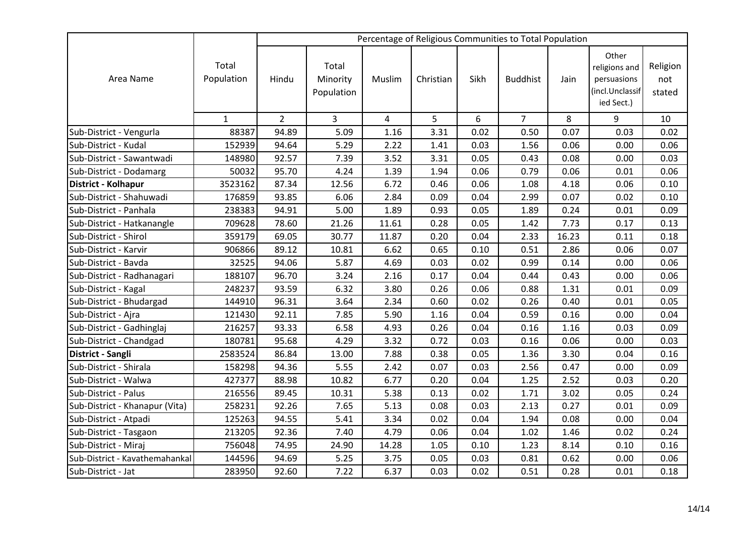| Area Name | Total Population | Percentage of Religious Communities to Total Population | | | | | | | | |
|---|---|---|---|---|---|---|---|---|---|---|
| | | Hindu | Total Minority Population | Muslim | Christian | Sikh | Buddhist | Jain | Other religions and persuasions (incl.Unclassified Sect.) | Religion not stated |
| | 1 | 2 | 3 | 4 | 5 | 6 | 7 | 8 | 9 | 10 |
| Sub-District - Vengurla | 88387 | 94.89 | 5.09 | 1.16 | 3.31 | 0.02 | 0.50 | 0.07 | 0.03 | 0.02 |
| Sub-District - Kudal | 152939 | 94.64 | 5.29 | 2.22 | 1.41 | 0.03 | 1.56 | 0.06 | 0.00 | 0.06 |
| Sub-District - Sawantwadi | 148980 | 92.57 | 7.39 | 3.52 | 3.31 | 0.05 | 0.43 | 0.08 | 0.00 | 0.03 |
| Sub-District - Dodamarg | 50032 | 95.70 | 4.24 | 1.39 | 1.94 | 0.06 | 0.79 | 0.06 | 0.01 | 0.06 |
| **District - Kolhapur** | 3523162 | 87.34 | 12.56 | 6.72 | 0.46 | 0.06 | 1.08 | 4.18 | 0.06 | 0.10 |
| Sub-District - Shahuwadi | 176859 | 93.85 | 6.06 | 2.84 | 0.09 | 0.04 | 2.99 | 0.07 | 0.02 | 0.10 |
| Sub-District - Panhala | 238383 | 94.91 | 5.00 | 1.89 | 0.93 | 0.05 | 1.89 | 0.24 | 0.01 | 0.09 |
| Sub-District - Hatkanangle | 709628 | 78.60 | 21.26 | 11.61 | 0.28 | 0.05 | 1.42 | 7.73 | 0.17 | 0.13 |
| Sub-District - Shirol | 359179 | 69.05 | 30.77 | 11.87 | 0.20 | 0.04 | 2.33 | 16.23 | 0.11 | 0.18 |
| Sub-District - Karvir | 906866 | 89.12 | 10.81 | 6.62 | 0.65 | 0.10 | 0.51 | 2.86 | 0.06 | 0.07 |
| Sub-District - Bavda | 32525 | 94.06 | 5.87 | 4.69 | 0.03 | 0.02 | 0.99 | 0.14 | 0.00 | 0.06 |
| Sub-District - Radhanagari | 188107 | 96.70 | 3.24 | 2.16 | 0.17 | 0.04 | 0.44 | 0.43 | 0.00 | 0.06 |
| Sub-District - Kagal | 248237 | 93.59 | 6.32 | 3.80 | 0.26 | 0.06 | 0.88 | 1.31 | 0.01 | 0.09 |
| Sub-District - Bhudargad | 144910 | 96.31 | 3.64 | 2.34 | 0.60 | 0.02 | 0.26 | 0.40 | 0.01 | 0.05 |
| Sub-District - Ajra | 121430 | 92.11 | 7.85 | 5.90 | 1.16 | 0.04 | 0.59 | 0.16 | 0.00 | 0.04 |
| Sub-District - Gadhinglaj | 216257 | 93.33 | 6.58 | 4.93 | 0.26 | 0.04 | 0.16 | 1.16 | 0.03 | 0.09 |
| Sub-District - Chandgad | 180781 | 95.68 | 4.29 | 3.32 | 0.72 | 0.03 | 0.16 | 0.06 | 0.00 | 0.03 |
| **District - Sangli** | 2583524 | 86.84 | 13.00 | 7.88 | 0.38 | 0.05 | 1.36 | 3.30 | 0.04 | 0.16 |
| Sub-District - Shirala | 158298 | 94.36 | 5.55 | 2.42 | 0.07 | 0.03 | 2.56 | 0.47 | 0.00 | 0.09 |
| Sub-District - Walwa | 427377 | 88.98 | 10.82 | 6.77 | 0.20 | 0.04 | 1.25 | 2.52 | 0.03 | 0.20 |
| Sub-District - Palus | 216556 | 89.45 | 10.31 | 5.38 | 0.13 | 0.02 | 1.71 | 3.02 | 0.05 | 0.24 |
| Sub-District - Khanapur (Vita) | 258231 | 92.26 | 7.65 | 5.13 | 0.08 | 0.03 | 2.13 | 0.27 | 0.01 | 0.09 |
| Sub-District - Atpadi | 125263 | 94.55 | 5.41 | 3.34 | 0.02 | 0.04 | 1.94 | 0.08 | 0.00 | 0.04 |
| Sub-District - Tasgaon | 213205 | 92.36 | 7.40 | 4.79 | 0.06 | 0.04 | 1.02 | 1.46 | 0.02 | 0.24 |
| Sub-District - Miraj | 756048 | 74.95 | 24.90 | 14.28 | 1.05 | 0.10 | 1.23 | 8.14 | 0.10 | 0.16 |
| Sub-District - Kavathemahankal | 144596 | 94.69 | 5.25 | 3.75 | 0.05 | 0.03 | 0.81 | 0.62 | 0.00 | 0.06 |
| Sub-District - Jat | 283950 | 92.60 | 7.22 | 6.37 | 0.03 | 0.02 | 0.51 | 0.28 | 0.01 | 0.18 |